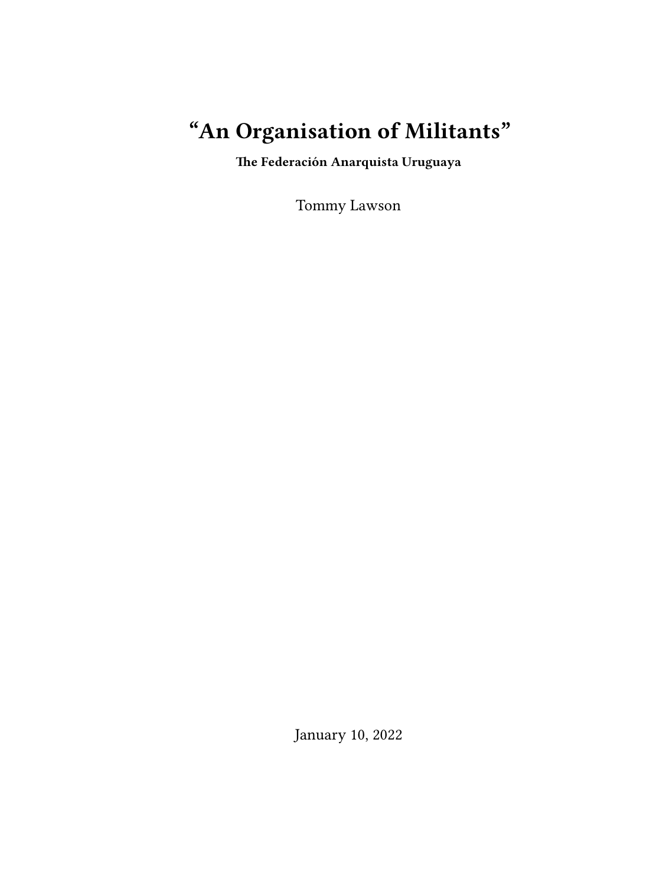# “An Organisation of Militants”

**The Federación Anarquista Uruguaya**

Tommy Lawson

January 10, 2022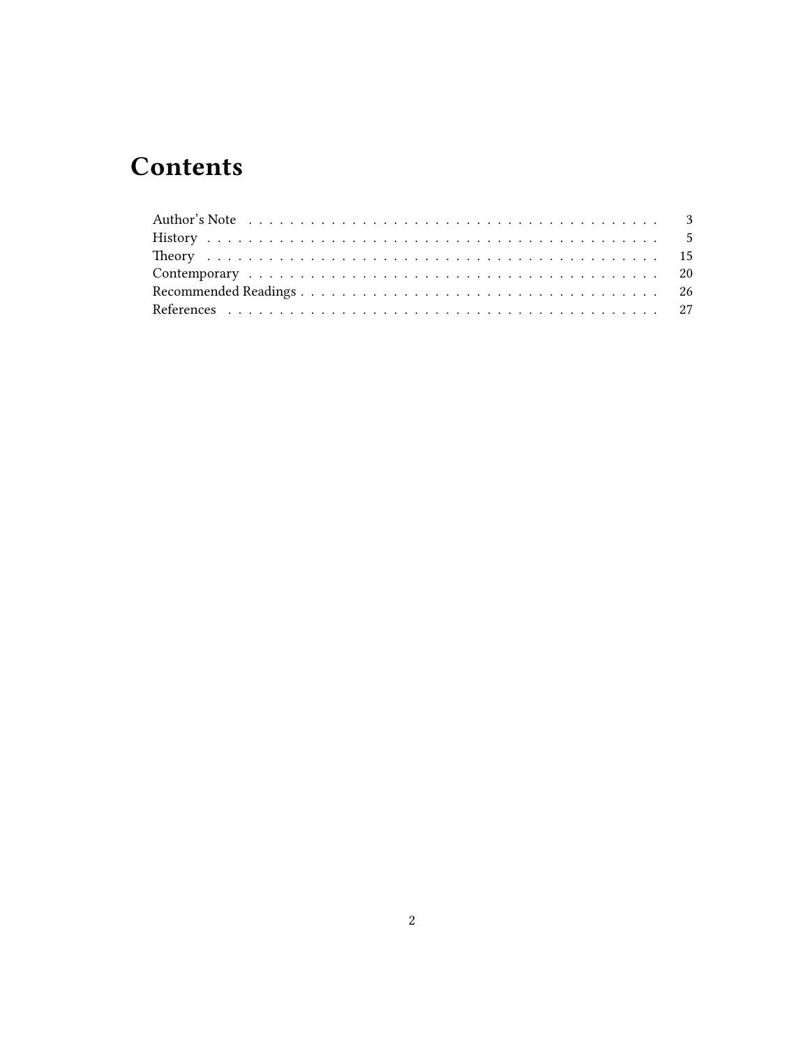# Contents

| | |
|---|---|
| Author's Note | 3 |
| History | 5 |
| Theory | 15 |
| Contemporary | 20 |
| Recommended Readings | 26 |
| References | 27 |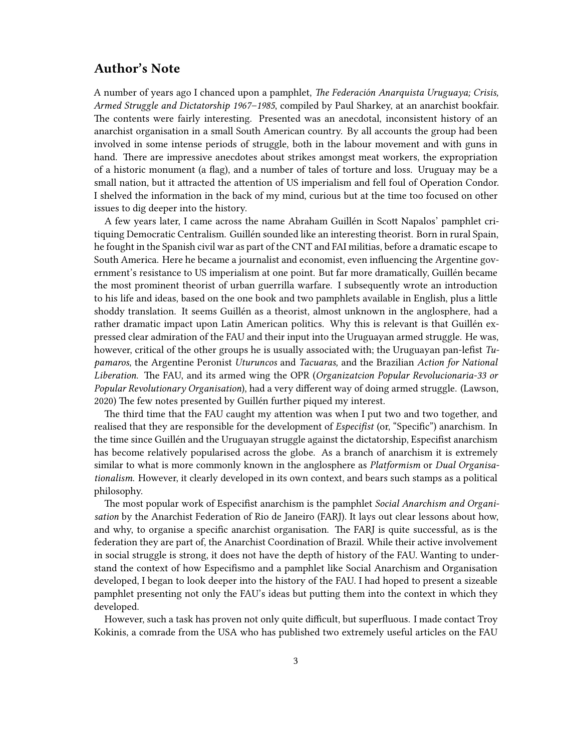## Author's Note

A number of years ago I chanced upon a pamphlet, *The Federación Anarquista Uruguaya; Crisis, Armed Struggle and Dictatorship 1967–1985*, compiled by Paul Sharkey, at an anarchist bookfair. The contents were fairly interesting. Presented was an anecdotal, inconsistent history of an anarchist organisation in a small South American country. By all accounts the group had been involved in some intense periods of struggle, both in the labour movement and with guns in hand. There are impressive anecdotes about strikes amongst meat workers, the expropriation of a historic monument (a flag), and a number of tales of torture and loss. Uruguay may be a small nation, but it attracted the attention of US imperialism and fell foul of Operation Condor. I shelved the information in the back of my mind, curious but at the time too focused on other issues to dig deeper into the history.

A few years later, I came across the name Abraham Guillén in Scott Napalos' pamphlet critiquing Democratic Centralism. Guillén sounded like an interesting theorist. Born in rural Spain, he fought in the Spanish civil war as part of the CNT and FAI militias, before a dramatic escape to South America. Here he became a journalist and economist, even influencing the Argentine government's resistance to US imperialism at one point. But far more dramatically, Guillén became the most prominent theorist of urban guerrilla warfare. I subsequently wrote an introduction to his life and ideas, based on the one book and two pamphlets available in English, plus a little shoddy translation. It seems Guillén as a theorist, almost unknown in the anglosphere, had a rather dramatic impact upon Latin American politics. Why this is relevant is that Guillén expressed clear admiration of the FAU and their input into the Uruguayan armed struggle. He was, however, critical of the other groups he is usually associated with; the Uruguayan pan-lefist *Tupamaros*, the Argentine Peronist *Uturuncos* and *Tacuaras,* and the Brazilian *Action for National Liberation.* The FAU, and its armed wing the OPR (*Organizatcion Popular Revolucionaria-33 or Popular Revolutionary Organisation*), had a very different way of doing armed struggle. (Lawson, 2020) The few notes presented by Guillén further piqued my interest.

The third time that the FAU caught my attention was when I put two and two together, and realised that they are responsible for the development of *Especifist* (or, "Specific") anarchism. In the time since Guillén and the Uruguayan struggle against the dictatorship, Especifist anarchism has become relatively popularised across the globe. As a branch of anarchism it is extremely similar to what is more commonly known in the anglosphere as *Platformism* or *Dual Organisationalism.* However, it clearly developed in its own context, and bears such stamps as a political philosophy.

The most popular work of Especifist anarchism is the pamphlet *Social Anarchism and Organisation* by the Anarchist Federation of Rio de Janeiro (FARJ). It lays out clear lessons about how, and why, to organise a specific anarchist organisation. The FARJ is quite successful, as is the federation they are part of, the Anarchist Coordination of Brazil. While their active involvement in social struggle is strong, it does not have the depth of history of the FAU. Wanting to understand the context of how Especifismo and a pamphlet like Social Anarchism and Organisation developed, I began to look deeper into the history of the FAU. I had hoped to present a sizeable pamphlet presenting not only the FAU's ideas but putting them into the context in which they developed.

However, such a task has proven not only quite difficult, but superfluous. I made contact Troy Kokinis, a comrade from the USA who has published two extremely useful articles on the FAU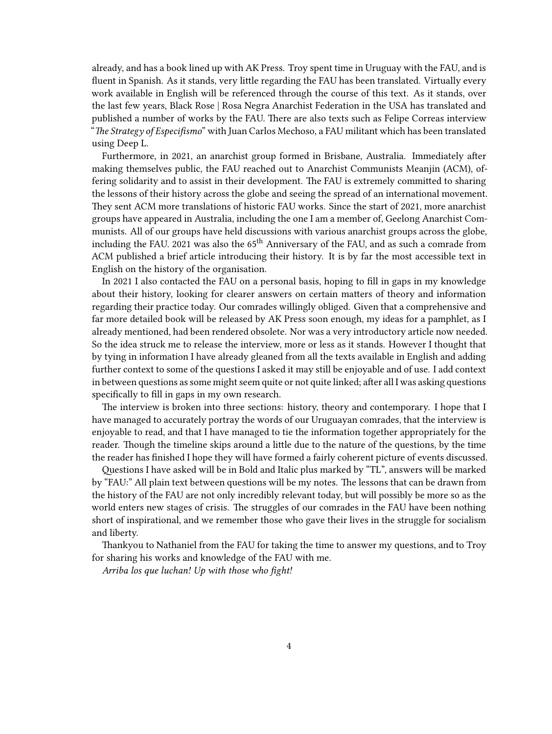already, and has a book lined up with AK Press. Troy spent time in Uruguay with the FAU, and is fluent in Spanish. As it stands, very little regarding the FAU has been translated. Virtually every work available in English will be referenced through the course of this text. As it stands, over the last few years, Black Rose | Rosa Negra Anarchist Federation in the USA has translated and published a number of works by the FAU. There are also texts such as Felipe Correas interview "*The Strategy of Especifismo*" with Juan Carlos Mechoso, a FAU militant which has been translated using Deep L.

Furthermore, in 2021, an anarchist group formed in Brisbane, Australia. Immediately after making themselves public, the FAU reached out to Anarchist Communists Meanjin (ACM), offering solidarity and to assist in their development. The FAU is extremely committed to sharing the lessons of their history across the globe and seeing the spread of an international movement. They sent ACM more translations of historic FAU works. Since the start of 2021, more anarchist groups have appeared in Australia, including the one I am a member of, Geelong Anarchist Communists. All of our groups have held discussions with various anarchist groups across the globe, including the FAU. 2021 was also the 65th Anniversary of the FAU, and as such a comrade from ACM published a brief article introducing their history. It is by far the most accessible text in English on the history of the organisation.

In 2021 I also contacted the FAU on a personal basis, hoping to fill in gaps in my knowledge about their history, looking for clearer answers on certain matters of theory and information regarding their practice today. Our comrades willingly obliged. Given that a comprehensive and far more detailed book will be released by AK Press soon enough, my ideas for a pamphlet, as I already mentioned, had been rendered obsolete. Nor was a very introductory article now needed. So the idea struck me to release the interview, more or less as it stands. However I thought that by tying in information I have already gleaned from all the texts available in English and adding further context to some of the questions I asked it may still be enjoyable and of use. I add context in between questions as some might seem quite or not quite linked; after all I was asking questions specifically to fill in gaps in my own research.

The interview is broken into three sections: history, theory and contemporary. I hope that I have managed to accurately portray the words of our Uruguayan comrades, that the interview is enjoyable to read, and that I have managed to tie the information together appropriately for the reader. Though the timeline skips around a little due to the nature of the questions, by the time the reader has finished I hope they will have formed a fairly coherent picture of events discussed.

Questions I have asked will be in Bold and Italic plus marked by "TL", answers will be marked by "FAU:" All plain text between questions will be my notes. The lessons that can be drawn from the history of the FAU are not only incredibly relevant today, but will possibly be more so as the world enters new stages of crisis. The struggles of our comrades in the FAU have been nothing short of inspirational, and we remember those who gave their lives in the struggle for socialism and liberty.

Thankyou to Nathaniel from the FAU for taking the time to answer my questions, and to Troy for sharing his works and knowledge of the FAU with me.

*Arriba los que luchan! Up with those who fight!*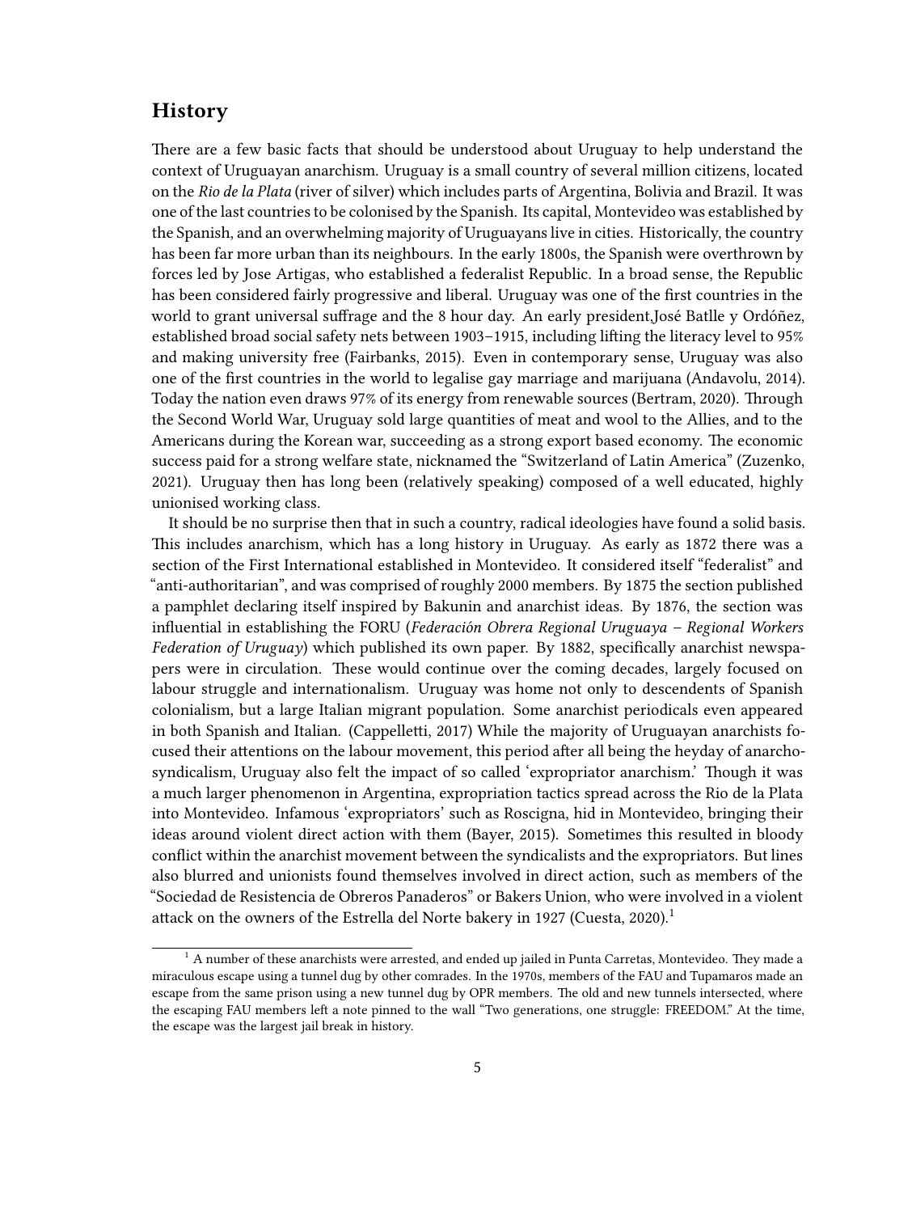## History

There are a few basic facts that should be understood about Uruguay to help understand the context of Uruguayan anarchism. Uruguay is a small country of several million citizens, located on the *Rio de la Plata* (river of silver) which includes parts of Argentina, Bolivia and Brazil. It was one of the last countries to be colonised by the Spanish. Its capital, Montevideo was established by the Spanish, and an overwhelming majority of Uruguayans live in cities. Historically, the country has been far more urban than its neighbours. In the early 1800s, the Spanish were overthrown by forces led by Jose Artigas, who established a federalist Republic. In a broad sense, the Republic has been considered fairly progressive and liberal. Uruguay was one of the first countries in the world to grant universal suffrage and the 8 hour day. An early president,José Batlle y Ordóñez, established broad social safety nets between 1903–1915, including lifting the literacy level to 95% and making university free (Fairbanks, 2015). Even in contemporary sense, Uruguay was also one of the first countries in the world to legalise gay marriage and marijuana (Andavolu, 2014). Today the nation even draws 97% of its energy from renewable sources (Bertram, 2020). Through the Second World War, Uruguay sold large quantities of meat and wool to the Allies, and to the Americans during the Korean war, succeeding as a strong export based economy. The economic success paid for a strong welfare state, nicknamed the "Switzerland of Latin America" (Zuzenko, 2021). Uruguay then has long been (relatively speaking) composed of a well educated, highly unionised working class.

It should be no surprise then that in such a country, radical ideologies have found a solid basis. This includes anarchism, which has a long history in Uruguay. As early as 1872 there was a section of the First International established in Montevideo. It considered itself "federalist" and "anti-authoritarian", and was comprised of roughly 2000 members. By 1875 the section published a pamphlet declaring itself inspired by Bakunin and anarchist ideas. By 1876, the section was influential in establishing the FORU (*Federación Obrera Regional Uruguaya – Regional Workers Federation of Uruguay*) which published its own paper. By 1882, specifically anarchist newspapers were in circulation. These would continue over the coming decades, largely focused on labour struggle and internationalism. Uruguay was home not only to descendents of Spanish colonialism, but a large Italian migrant population. Some anarchist periodicals even appeared in both Spanish and Italian. (Cappelletti, 2017) While the majority of Uruguayan anarchists focused their attentions on the labour movement, this period after all being the heyday of anarcho-syndicalism, Uruguay also felt the impact of so called 'expropriator anarchism.' Though it was a much larger phenomenon in Argentina, expropriation tactics spread across the Rio de la Plata into Montevideo. Infamous 'expropriators' such as Roscigna, hid in Montevideo, bringing their ideas around violent direct action with them (Bayer, 2015). Sometimes this resulted in bloody conflict within the anarchist movement between the syndicalists and the expropriators. But lines also blurred and unionists found themselves involved in direct action, such as members of the "Sociedad de Resistencia de Obreros Panaderos" or Bakers Union, who were involved in a violent attack on the owners of the Estrella del Norte bakery in 1927 (Cuesta, 2020).[1]

[1] A number of these anarchists were arrested, and ended up jailed in Punta Carretas, Montevideo. They made a miraculous escape using a tunnel dug by other comrades. In the 1970s, members of the FAU and Tupamaros made an escape from the same prison using a new tunnel dug by OPR members. The old and new tunnels intersected, where the escaping FAU members left a note pinned to the wall "Two generations, one struggle: FREEDOM." At the time, the escape was the largest jail break in history.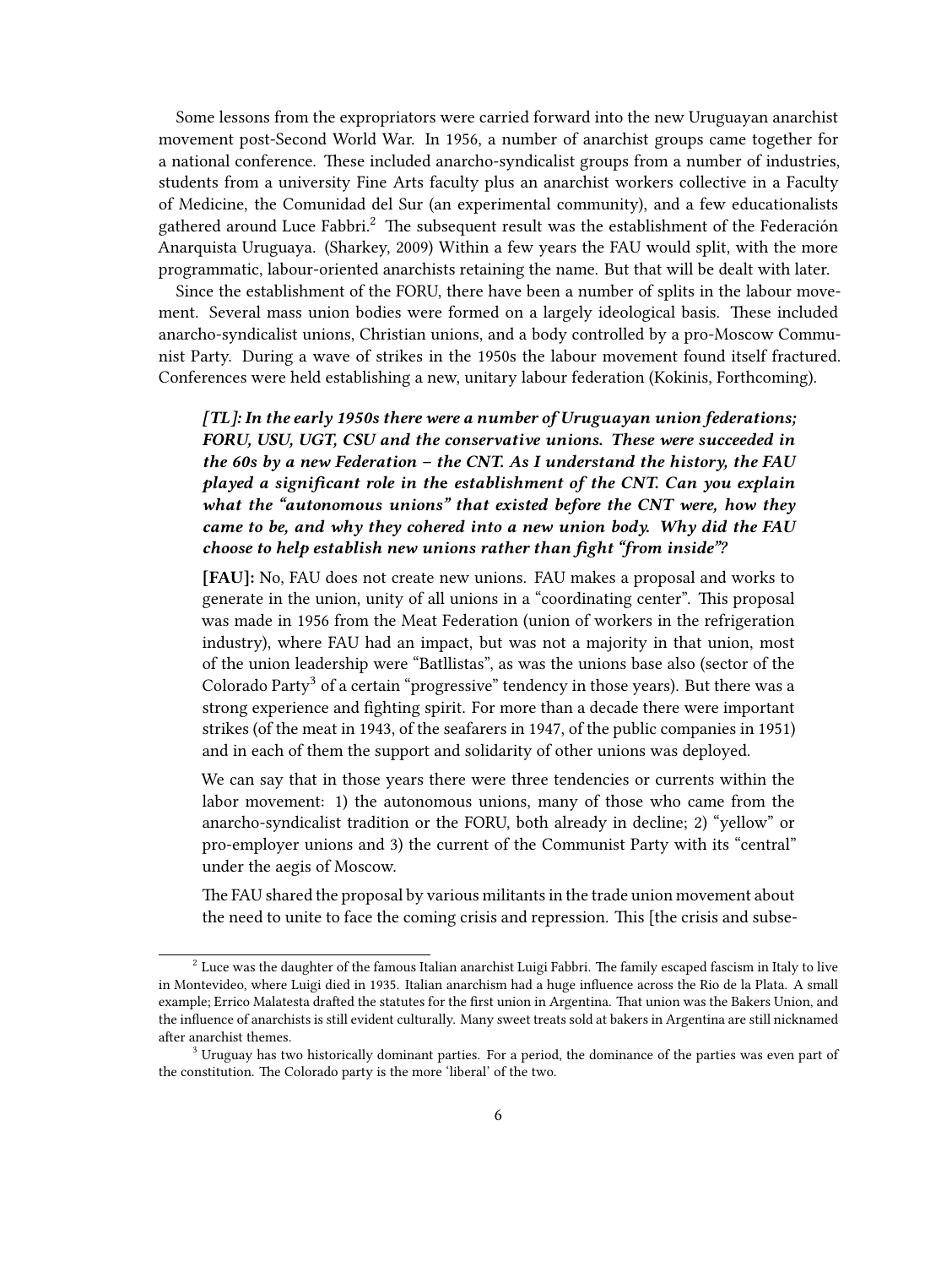Some lessons from the expropriators were carried forward into the new Uruguayan anarchist movement post-Second World War. In 1956, a number of anarchist groups came together for a national conference. These included anarcho-syndicalist groups from a number of industries, students from a university Fine Arts faculty plus an anarchist workers collective in a Faculty of Medicine, the Comunidad del Sur (an experimental community), and a few educationalists gathered around Luce Fabbri.[2] The subsequent result was the establishment of the Federación Anarquista Uruguaya. (Sharkey, 2009) Within a few years the FAU would split, with the more programmatic, labour-oriented anarchists retaining the name. But that will be dealt with later.

Since the establishment of the FORU, there have been a number of splits in the labour movement. Several mass union bodies were formed on a largely ideological basis. These included anarcho-syndicalist unions, Christian unions, and a body controlled by a pro-Moscow Communist Party. During a wave of strikes in the 1950s the labour movement found itself fractured. Conferences were held establishing a new, unitary labour federation (Kokinis, Forthcoming).

> ***[TL]: In the early 1950s there were a number of Uruguayan union federations; FORU, USU, UGT, CSU and the conservative unions. These were succeeded in the 60s by a new Federation – the CNT. As I understand the history, the FAU played a significant role in the establishment of the CNT. Can you explain what the "autonomous unions" that existed before the CNT were, how they came to be, and why they cohered into a new union body. Why did the FAU choose to help establish new unions rather than fight "from inside"?***
>
> **[FAU]:** No, FAU does not create new unions. FAU makes a proposal and works to generate in the union, unity of all unions in a "coordinating center". This proposal was made in 1956 from the Meat Federation (union of workers in the refrigeration industry), where FAU had an impact, but was not a majority in that union, most of the union leadership were "Batllistas", as was the unions base also (sector of the Colorado Party[3] of a certain "progressive" tendency in those years). But there was a strong experience and fighting spirit. For more than a decade there were important strikes (of the meat in 1943, of the seafarers in 1947, of the public companies in 1951) and in each of them the support and solidarity of other unions was deployed.
>
> We can say that in those years there were three tendencies or currents within the labor movement: 1) the autonomous unions, many of those who came from the anarcho-syndicalist tradition or the FORU, both already in decline; 2) "yellow" or pro-employer unions and 3) the current of the Communist Party with its "central" under the aegis of Moscow.
>
> The FAU shared the proposal by various militants in the trade union movement about the need to unite to face the coming crisis and repression. This [the crisis and subse-

[2] Luce was the daughter of the famous Italian anarchist Luigi Fabbri. The family escaped fascism in Italy to live in Montevideo, where Luigi died in 1935. Italian anarchism had a huge influence across the Rio de la Plata. A small example; Errico Malatesta drafted the statutes for the first union in Argentina. That union was the Bakers Union, and the influence of anarchists is still evident culturally. Many sweet treats sold at bakers in Argentina are still nicknamed after anarchist themes.

[3] Uruguay has two historically dominant parties. For a period, the dominance of the parties was even part of the constitution. The Colorado party is the more 'liberal' of the two.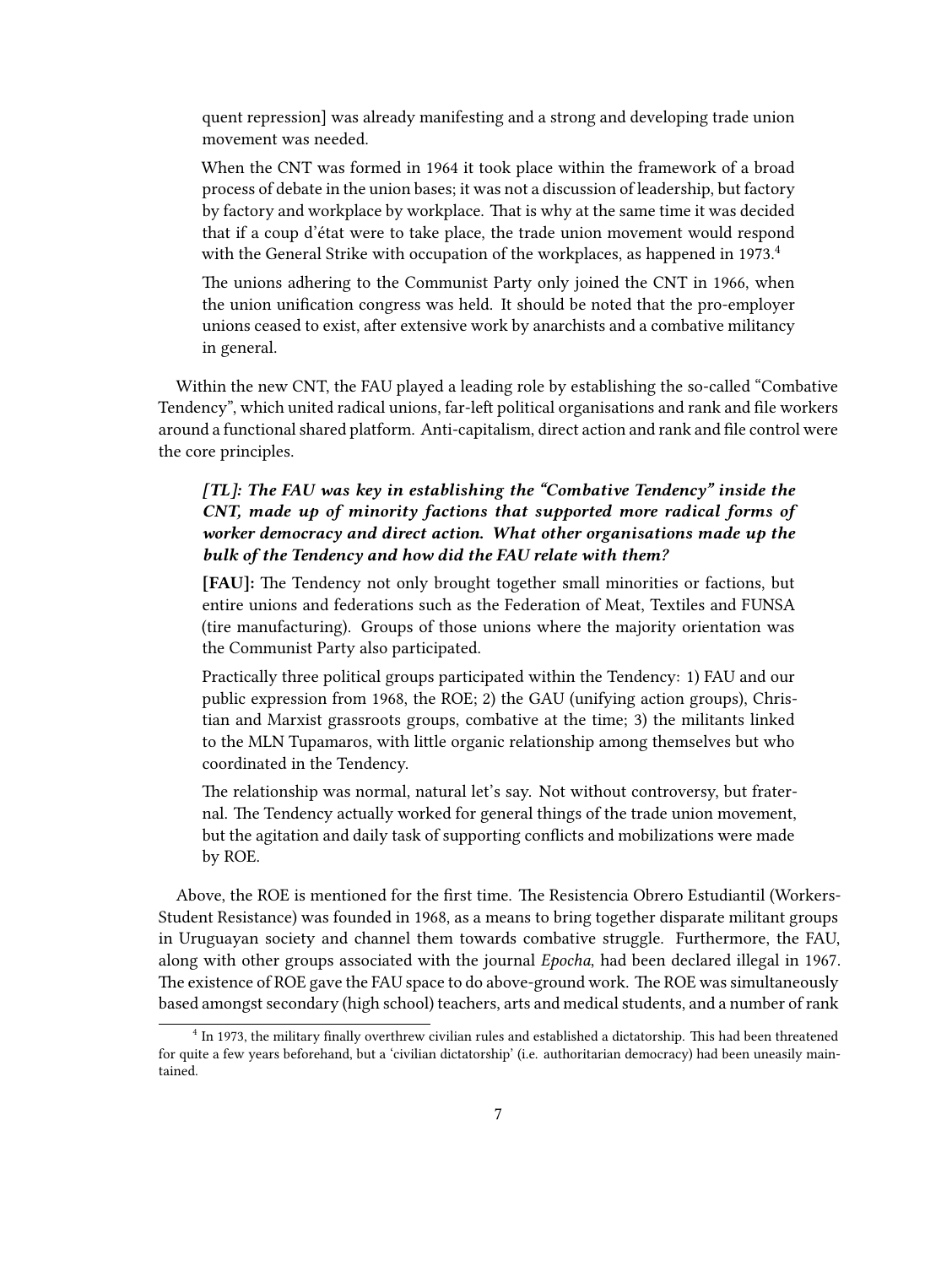> quent repression] was already manifesting and a strong and developing trade union movement was needed.
>
> When the CNT was formed in 1964 it took place within the framework of a broad process of debate in the union bases; it was not a discussion of leadership, but factory by factory and workplace by workplace. That is why at the same time it was decided that if a coup d'état were to take place, the trade union movement would respond with the General Strike with occupation of the workplaces, as happened in 1973.[4]
>
> The unions adhering to the Communist Party only joined the CNT in 1966, when the union unification congress was held. It should be noted that the pro-employer unions ceased to exist, after extensive work by anarchists and a combative militancy in general.

Within the new CNT, the FAU played a leading role by establishing the so-called "Combative Tendency", which united radical unions, far-left political organisations and rank and file workers around a functional shared platform. Anti-capitalism, direct action and rank and file control were the core principles.

> ***[TL]: The FAU was key in establishing the "Combative Tendency" inside the CNT, made up of minority factions that supported more radical forms of worker democracy and direct action. What other organisations made up the bulk of the Tendency and how did the FAU relate with them?***
>
> **[FAU]:** The Tendency not only brought together small minorities or factions, but entire unions and federations such as the Federation of Meat, Textiles and FUNSA (tire manufacturing). Groups of those unions where the majority orientation was the Communist Party also participated.
>
> Practically three political groups participated within the Tendency: 1) FAU and our public expression from 1968, the ROE; 2) the GAU (unifying action groups), Christian and Marxist grassroots groups, combative at the time; 3) the militants linked to the MLN Tupamaros, with little organic relationship among themselves but who coordinated in the Tendency.
>
> The relationship was normal, natural let's say. Not without controversy, but fraternal. The Tendency actually worked for general things of the trade union movement, but the agitation and daily task of supporting conflicts and mobilizations were made by ROE.

Above, the ROE is mentioned for the first time. The Resistencia Obrero Estudiantil (Workers-Student Resistance) was founded in 1968, as a means to bring together disparate militant groups in Uruguayan society and channel them towards combative struggle. Furthermore, the FAU, along with other groups associated with the journal *Epocha*, had been declared illegal in 1967. The existence of ROE gave the FAU space to do above-ground work. The ROE was simultaneously based amongst secondary (high school) teachers, arts and medical students, and a number of rank

[4] In 1973, the military finally overthrew civilian rules and established a dictatorship. This had been threatened for quite a few years beforehand, but a 'civilian dictatorship' (i.e. authoritarian democracy) had been uneasily maintained.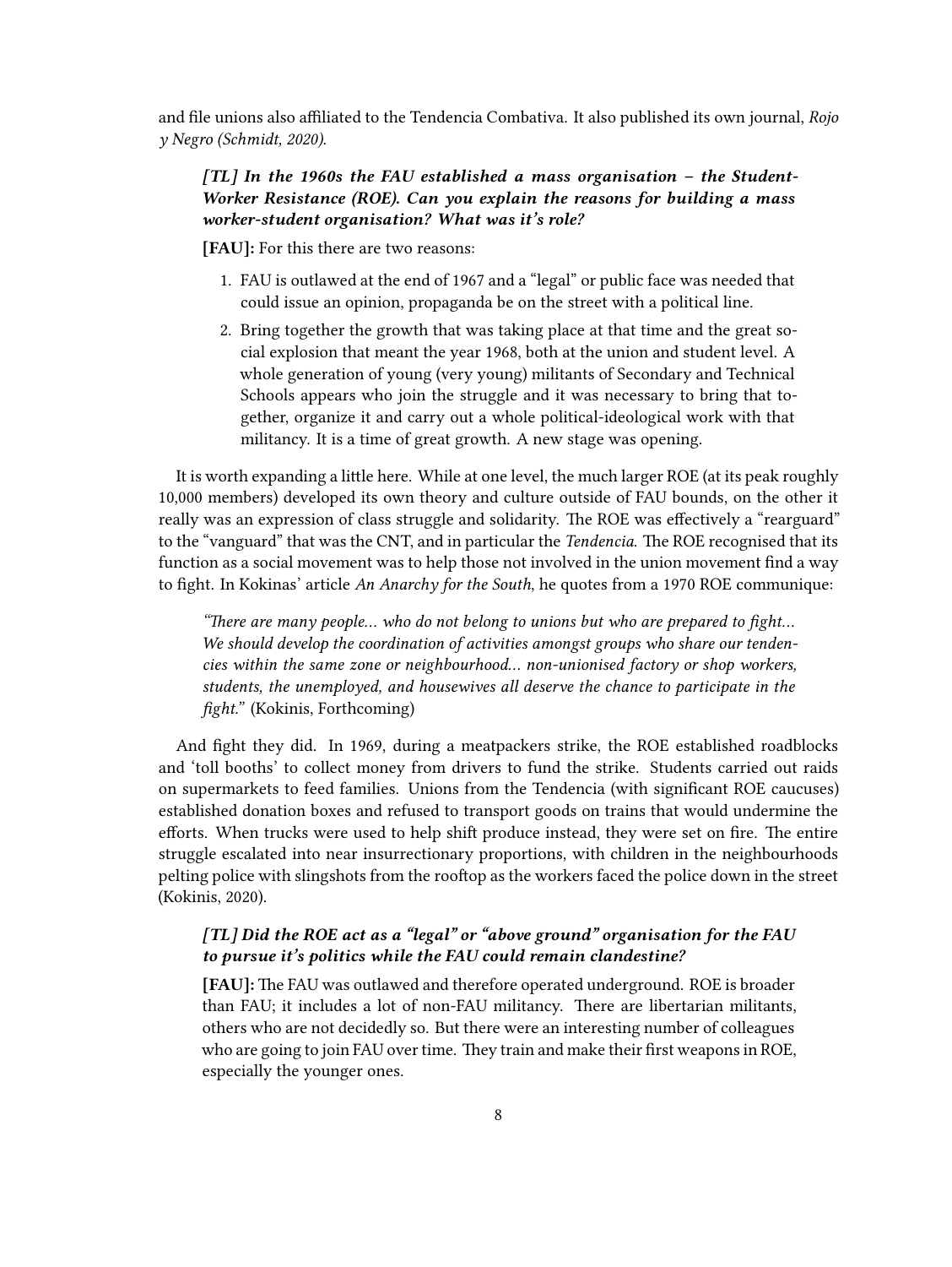and file unions also affiliated to the Tendencia Combativa. It also published its own journal, *Rojo y Negro (Schmidt, 2020).*

> ***[TL] In the 1960s the FAU established a mass organisation – the Student-Worker Resistance (ROE). Can you explain the reasons for building a mass worker-student organisation? What was it's role?***
>
> **[FAU]:** For this there are two reasons:
>
> 1. FAU is outlawed at the end of 1967 and a "legal" or public face was needed that could issue an opinion, propaganda be on the street with a political line.
> 2. Bring together the growth that was taking place at that time and the great social explosion that meant the year 1968, both at the union and student level. A whole generation of young (very young) militants of Secondary and Technical Schools appears who join the struggle and it was necessary to bring that together, organize it and carry out a whole political-ideological work with that militancy. It is a time of great growth. A new stage was opening.

It is worth expanding a little here. While at one level, the much larger ROE (at its peak roughly 10,000 members) developed its own theory and culture outside of FAU bounds, on the other it really was an expression of class struggle and solidarity. The ROE was effectively a "rearguard" to the "vanguard" that was the CNT, and in particular the *Tendencia.* The ROE recognised that its function as a social movement was to help those not involved in the union movement find a way to fight. In Kokinas' article *An Anarchy for the South*, he quotes from a 1970 ROE communique:

> *"There are many people… who do not belong to unions but who are prepared to fight… We should develop the coordination of activities amongst groups who share our tendencies within the same zone or neighbourhood… non-unionised factory or shop workers, students, the unemployed, and housewives all deserve the chance to participate in the fight."* (Kokinis, Forthcoming)

And fight they did. In 1969, during a meatpackers strike, the ROE established roadblocks and 'toll booths' to collect money from drivers to fund the strike. Students carried out raids on supermarkets to feed families. Unions from the Tendencia (with significant ROE caucuses) established donation boxes and refused to transport goods on trains that would undermine the efforts. When trucks were used to help shift produce instead, they were set on fire. The entire struggle escalated into near insurrectionary proportions, with children in the neighbourhoods pelting police with slingshots from the rooftop as the workers faced the police down in the street (Kokinis, 2020).

> ***[TL] Did the ROE act as a "legal" or "above ground" organisation for the FAU to pursue it's politics while the FAU could remain clandestine?***
>
> **[FAU]:** The FAU was outlawed and therefore operated underground. ROE is broader than FAU; it includes a lot of non-FAU militancy. There are libertarian militants, others who are not decidedly so. But there were an interesting number of colleagues who are going to join FAU over time. They train and make their first weapons in ROE, especially the younger ones.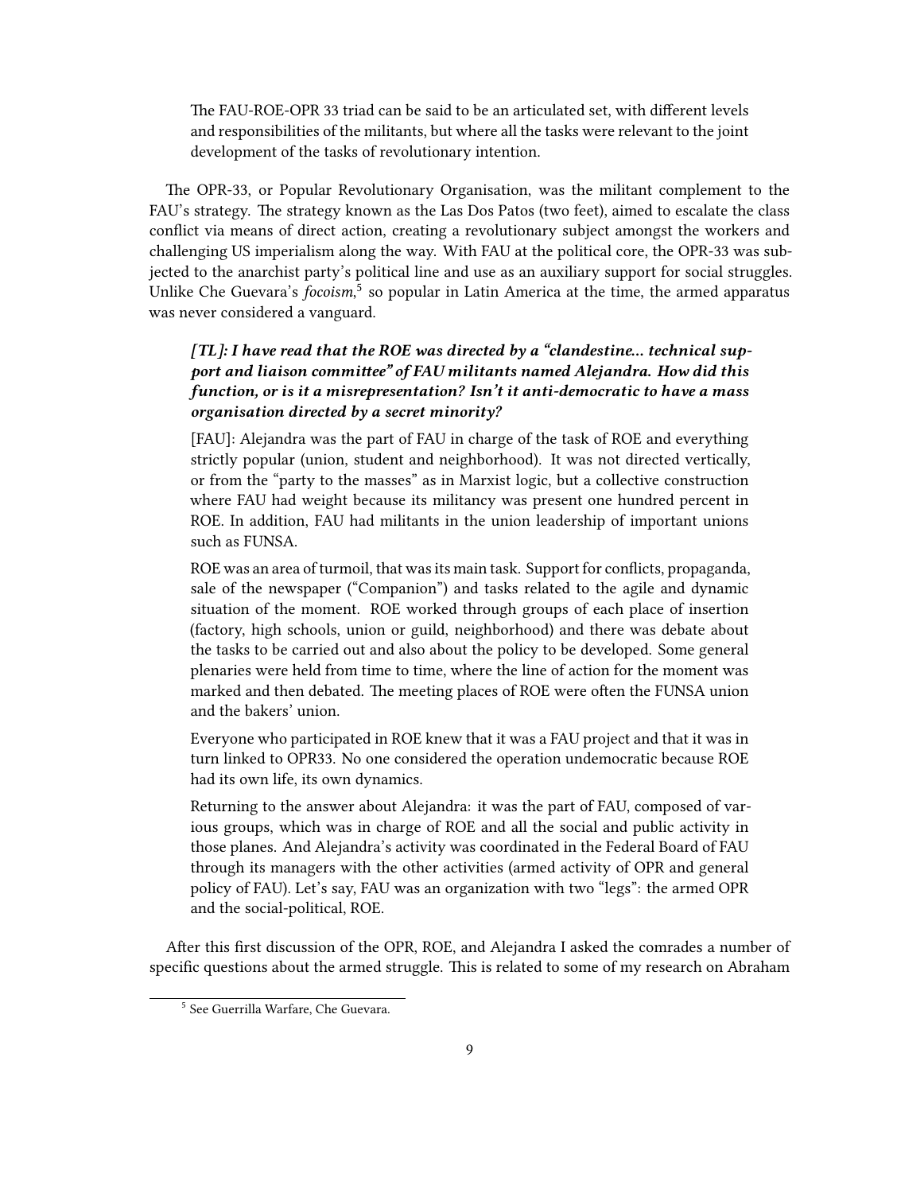> The FAU-ROE-OPR 33 triad can be said to be an articulated set, with different levels and responsibilities of the militants, but where all the tasks were relevant to the joint development of the tasks of revolutionary intention.

The OPR-33, or Popular Revolutionary Organisation, was the militant complement to the FAU's strategy. The strategy known as the Las Dos Patos (two feet), aimed to escalate the class conflict via means of direct action, creating a revolutionary subject amongst the workers and challenging US imperialism along the way. With FAU at the political core, the OPR-33 was subjected to the anarchist party's political line and use as an auxiliary support for social struggles. Unlike Che Guevara's *focoism*,[5] so popular in Latin America at the time, the armed apparatus was never considered a vanguard.

> ***[TL]: I have read that the ROE was directed by a "clandestine... technical support and liaison committee" of FAU militants named Alejandra. How did this function, or is it a misrepresentation? Isn't it anti-democratic to have a mass organisation directed by a secret minority?***
>
> [FAU]: Alejandra was the part of FAU in charge of the task of ROE and everything strictly popular (union, student and neighborhood). It was not directed vertically, or from the "party to the masses" as in Marxist logic, but a collective construction where FAU had weight because its militancy was present one hundred percent in ROE. In addition, FAU had militants in the union leadership of important unions such as FUNSA.
>
> ROE was an area of turmoil, that was its main task. Support for conflicts, propaganda, sale of the newspaper ("Companion") and tasks related to the agile and dynamic situation of the moment. ROE worked through groups of each place of insertion (factory, high schools, union or guild, neighborhood) and there was debate about the tasks to be carried out and also about the policy to be developed. Some general plenaries were held from time to time, where the line of action for the moment was marked and then debated. The meeting places of ROE were often the FUNSA union and the bakers' union.
>
> Everyone who participated in ROE knew that it was a FAU project and that it was in turn linked to OPR33. No one considered the operation undemocratic because ROE had its own life, its own dynamics.
>
> Returning to the answer about Alejandra: it was the part of FAU, composed of various groups, which was in charge of ROE and all the social and public activity in those planes. And Alejandra's activity was coordinated in the Federal Board of FAU through its managers with the other activities (armed activity of OPR and general policy of FAU). Let's say, FAU was an organization with two "legs": the armed OPR and the social-political, ROE.

After this first discussion of the OPR, ROE, and Alejandra I asked the comrades a number of specific questions about the armed struggle. This is related to some of my research on Abraham

[5] See Guerrilla Warfare, Che Guevara.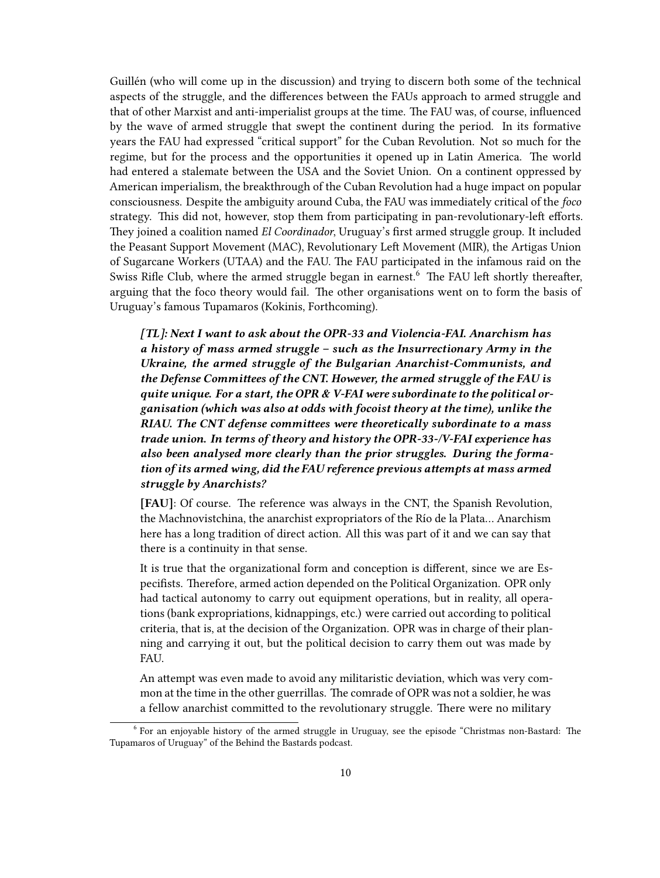Guillén (who will come up in the discussion) and trying to discern both some of the technical aspects of the struggle, and the differences between the FAUs approach to armed struggle and that of other Marxist and anti-imperialist groups at the time. The FAU was, of course, influenced by the wave of armed struggle that swept the continent during the period. In its formative years the FAU had expressed "critical support" for the Cuban Revolution. Not so much for the regime, but for the process and the opportunities it opened up in Latin America. The world had entered a stalemate between the USA and the Soviet Union. On a continent oppressed by American imperialism, the breakthrough of the Cuban Revolution had a huge impact on popular consciousness. Despite the ambiguity around Cuba, the FAU was immediately critical of the *foco* strategy. This did not, however, stop them from participating in pan-revolutionary-left efforts. They joined a coalition named *El Coordinador*, Uruguay's first armed struggle group. It included the Peasant Support Movement (MAC), Revolutionary Left Movement (MIR), the Artigas Union of Sugarcane Workers (UTAA) and the FAU. The FAU participated in the infamous raid on the Swiss Rifle Club, where the armed struggle began in earnest.[6] The FAU left shortly thereafter, arguing that the foco theory would fail. The other organisations went on to form the basis of Uruguay's famous Tupamaros (Kokinis, Forthcoming).

> ***[TL]: Next I want to ask about the OPR-33 and Violencia-FAI. Anarchism has a history of mass armed struggle – such as the Insurrectionary Army in the Ukraine, the armed struggle of the Bulgarian Anarchist-Communists, and the Defense Committees of the CNT. However, the armed struggle of the FAU is quite unique. For a start, the OPR & V-FAI were subordinate to the political organisation (which was also at odds with focoist theory at the time), unlike the RIAU. The CNT defense committees were theoretically subordinate to a mass trade union. In terms of theory and history the OPR-33-/V-FAI experience has also been analysed more clearly than the prior struggles. During the formation of its armed wing, did the FAU reference previous attempts at mass armed struggle by Anarchists?***
>
> **[FAU]**: Of course. The reference was always in the CNT, the Spanish Revolution, the Machnovistchina, the anarchist expropriators of the Río de la Plata... Anarchism here has a long tradition of direct action. All this was part of it and we can say that there is a continuity in that sense.
>
> It is true that the organizational form and conception is different, since we are Especifists. Therefore, armed action depended on the Political Organization. OPR only had tactical autonomy to carry out equipment operations, but in reality, all operations (bank expropriations, kidnappings, etc.) were carried out according to political criteria, that is, at the decision of the Organization. OPR was in charge of their planning and carrying it out, but the political decision to carry them out was made by FAU.
>
> An attempt was even made to avoid any militaristic deviation, which was very common at the time in the other guerrillas. The comrade of OPR was not a soldier, he was a fellow anarchist committed to the revolutionary struggle. There were no military

[6] For an enjoyable history of the armed struggle in Uruguay, see the episode "Christmas non-Bastard: The Tupamaros of Uruguay" of the Behind the Bastards podcast.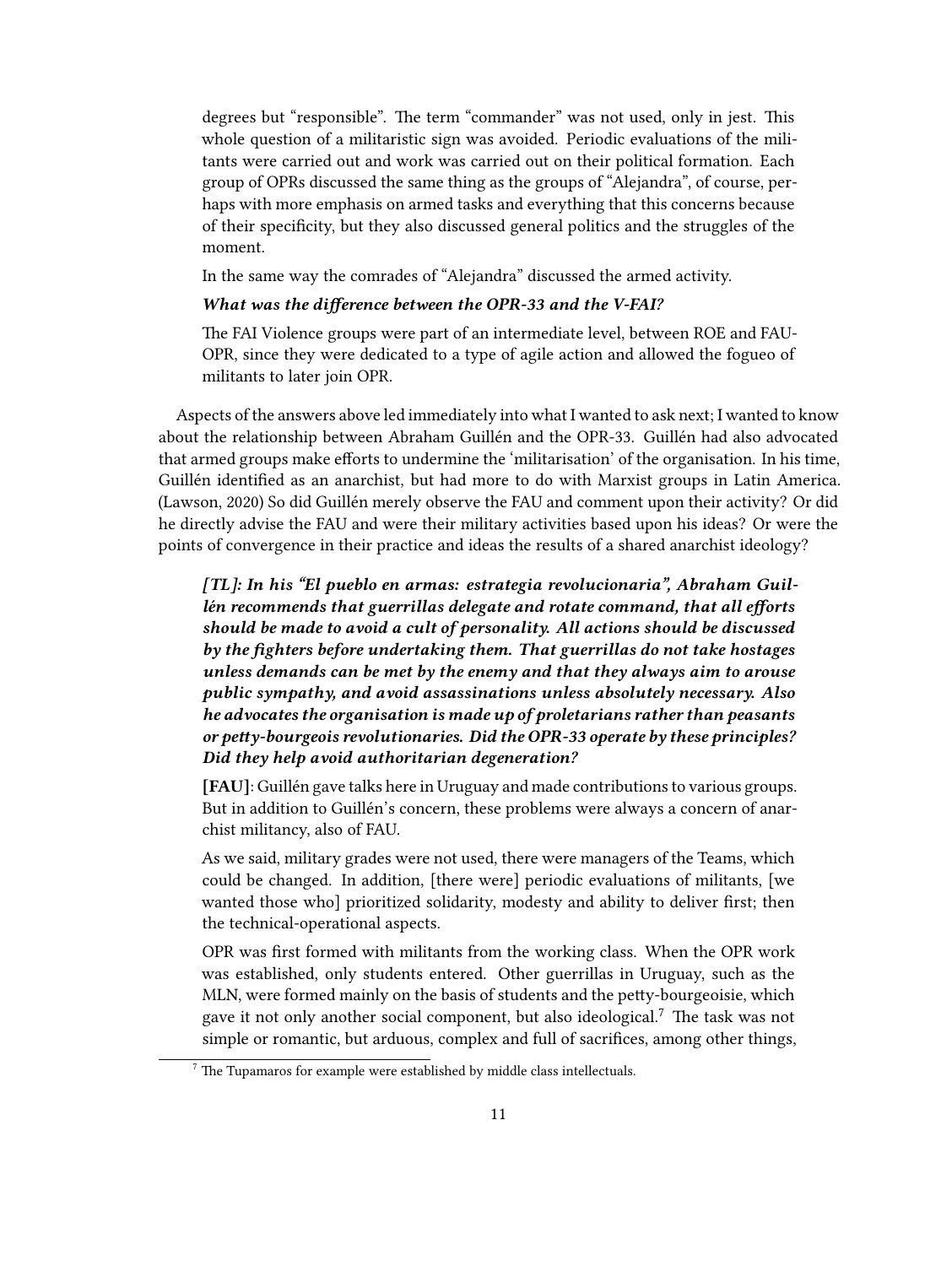degrees but "responsible". The term "commander" was not used, only in jest. This whole question of a militaristic sign was avoided. Periodic evaluations of the militants were carried out and work was carried out on their political formation. Each group of OPRs discussed the same thing as the groups of "Alejandra", of course, perhaps with more emphasis on armed tasks and everything that this concerns because of their specificity, but they also discussed general politics and the struggles of the moment.

In the same way the comrades of "Alejandra" discussed the armed activity.

***What was the difference between the OPR-33 and the V-FAI?***

The FAI Violence groups were part of an intermediate level, between ROE and FAU-OPR, since they were dedicated to a type of agile action and allowed the fogueo of militants to later join OPR.

Aspects of the answers above led immediately into what I wanted to ask next; I wanted to know about the relationship between Abraham Guillén and the OPR-33. Guillén had also advocated that armed groups make efforts to undermine the 'militarisation' of the organisation. In his time, Guillén identified as an anarchist, but had more to do with Marxist groups in Latin America. (Lawson, 2020) So did Guillén merely observe the FAU and comment upon their activity? Or did he directly advise the FAU and were their military activities based upon his ideas? Or were the points of convergence in their practice and ideas the results of a shared anarchist ideology?

***[TL]: In his "El pueblo en armas: estrategia revolucionaria", Abraham Guillén recommends that guerrillas delegate and rotate command, that all efforts should be made to avoid a cult of personality. All actions should be discussed by the fighters before undertaking them. That guerrillas do not take hostages unless demands can be met by the enemy and that they always aim to arouse public sympathy, and avoid assassinations unless absolutely necessary. Also he advocates the organisation is made up of proletarians rather than peasants or petty-bourgeois revolutionaries. Did the OPR-33 operate by these principles? Did they help avoid authoritarian degeneration?***

**[FAU]**: Guillén gave talks here in Uruguay and made contributions to various groups. But in addition to Guillén's concern, these problems were always a concern of anarchist militancy, also of FAU.

As we said, military grades were not used, there were managers of the Teams, which could be changed. In addition, [there were] periodic evaluations of militants, [we wanted those who] prioritized solidarity, modesty and ability to deliver first; then the technical-operational aspects.

OPR was first formed with militants from the working class. When the OPR work was established, only students entered. Other guerrillas in Uruguay, such as the MLN, were formed mainly on the basis of students and the petty-bourgeoisie, which gave it not only another social component, but also ideological.[7] The task was not simple or romantic, but arduous, complex and full of sacrifices, among other things,

[7] The Tupamaros for example were established by middle class intellectuals.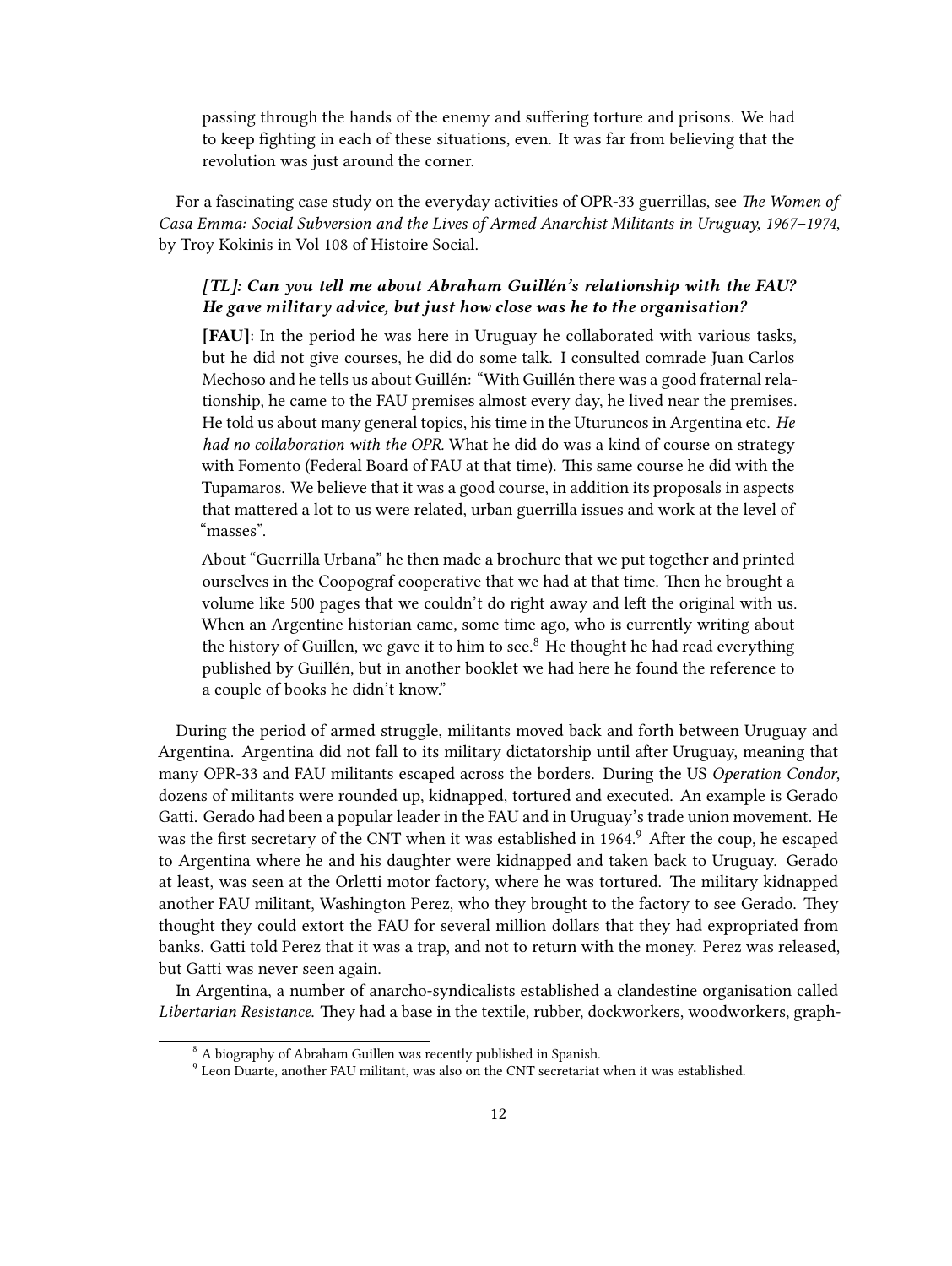> passing through the hands of the enemy and suffering torture and prisons. We had to keep fighting in each of these situations, even. It was far from believing that the revolution was just around the corner.

For a fascinating case study on the everyday activities of OPR-33 guerrillas, see *The Women of Casa Emma: Social Subversion and the Lives of Armed Anarchist Militants in Uruguay, 1967–1974*, by Troy Kokinis in Vol 108 of Histoire Social.

> ***[TL]: Can you tell me about Abraham Guillén's relationship with the FAU? He gave military advice, but just how close was he to the organisation?***
>
> **[FAU]**: In the period he was here in Uruguay he collaborated with various tasks, but he did not give courses, he did do some talk. I consulted comrade Juan Carlos Mechoso and he tells us about Guillén: "With Guillén there was a good fraternal relationship, he came to the FAU premises almost every day, he lived near the premises. He told us about many general topics, his time in the Uturuncos in Argentina etc. *He had no collaboration with the OPR.* What he did do was a kind of course on strategy with Fomento (Federal Board of FAU at that time). This same course he did with the Tupamaros. We believe that it was a good course, in addition its proposals in aspects that mattered a lot to us were related, urban guerrilla issues and work at the level of "masses".
>
> About "Guerrilla Urbana" he then made a brochure that we put together and printed ourselves in the Coopograf cooperative that we had at that time. Then he brought a volume like 500 pages that we couldn't do right away and left the original with us. When an Argentine historian came, some time ago, who is currently writing about the history of Guillen, we gave it to him to see.[8] He thought he had read everything published by Guillén, but in another booklet we had here he found the reference to a couple of books he didn't know."

During the period of armed struggle, militants moved back and forth between Uruguay and Argentina. Argentina did not fall to its military dictatorship until after Uruguay, meaning that many OPR-33 and FAU militants escaped across the borders. During the US *Operation Condor*, dozens of militants were rounded up, kidnapped, tortured and executed. An example is Gerado Gatti. Gerado had been a popular leader in the FAU and in Uruguay's trade union movement. He was the first secretary of the CNT when it was established in 1964.[9] After the coup, he escaped to Argentina where he and his daughter were kidnapped and taken back to Uruguay. Gerado at least, was seen at the Orletti motor factory, where he was tortured. The military kidnapped another FAU militant, Washington Perez, who they brought to the factory to see Gerado. They thought they could extort the FAU for several million dollars that they had expropriated from banks. Gatti told Perez that it was a trap, and not to return with the money. Perez was released, but Gatti was never seen again.

In Argentina, a number of anarcho-syndicalists established a clandestine organisation called *Libertarian Resistance.* They had a base in the textile, rubber, dockworkers, woodworkers, graph-

---

[8] A biography of Abraham Guillen was recently published in Spanish.

[9] Leon Duarte, another FAU militant, was also on the CNT secretariat when it was established.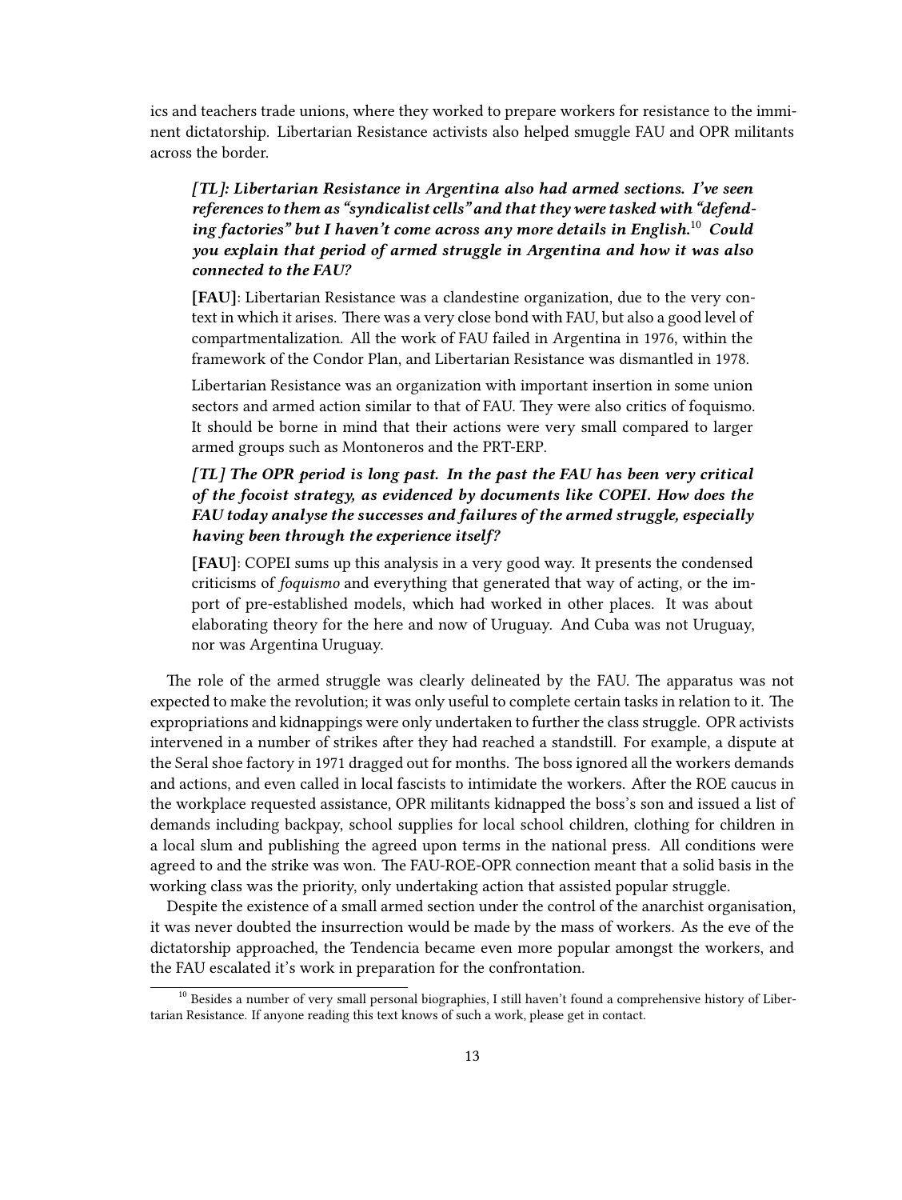ics and teachers trade unions, where they worked to prepare workers for resistance to the imminent dictatorship. Libertarian Resistance activists also helped smuggle FAU and OPR militants across the border.

> ***[TL]: Libertarian Resistance in Argentina also had armed sections. I've seen references to them as "syndicalist cells" and that they were tasked with "defending factories" but I haven't come across any more details in English.[10] Could you explain that period of armed struggle in Argentina and how it was also connected to the FAU?***
>
> **[FAU]**: Libertarian Resistance was a clandestine organization, due to the very context in which it arises. There was a very close bond with FAU, but also a good level of compartmentalization. All the work of FAU failed in Argentina in 1976, within the framework of the Condor Plan, and Libertarian Resistance was dismantled in 1978.
>
> Libertarian Resistance was an organization with important insertion in some union sectors and armed action similar to that of FAU. They were also critics of foquismo. It should be borne in mind that their actions were very small compared to larger armed groups such as Montoneros and the PRT-ERP.
>
> ***[TL] The OPR period is long past. In the past the FAU has been very critical of the focoist strategy, as evidenced by documents like COPEI. How does the FAU today analyse the successes and failures of the armed struggle, especially having been through the experience itself?***
>
> **[FAU]**: COPEI sums up this analysis in a very good way. It presents the condensed criticisms of *foquismo* and everything that generated that way of acting, or the import of pre-established models, which had worked in other places. It was about elaborating theory for the here and now of Uruguay. And Cuba was not Uruguay, nor was Argentina Uruguay.

The role of the armed struggle was clearly delineated by the FAU. The apparatus was not expected to make the revolution; it was only useful to complete certain tasks in relation to it. The expropriations and kidnappings were only undertaken to further the class struggle. OPR activists intervened in a number of strikes after they had reached a standstill. For example, a dispute at the Seral shoe factory in 1971 dragged out for months. The boss ignored all the workers demands and actions, and even called in local fascists to intimidate the workers. After the ROE caucus in the workplace requested assistance, OPR militants kidnapped the boss's son and issued a list of demands including backpay, school supplies for local school children, clothing for children in a local slum and publishing the agreed upon terms in the national press. All conditions were agreed to and the strike was won. The FAU-ROE-OPR connection meant that a solid basis in the working class was the priority, only undertaking action that assisted popular struggle.

Despite the existence of a small armed section under the control of the anarchist organisation, it was never doubted the insurrection would be made by the mass of workers. As the eve of the dictatorship approached, the Tendencia became even more popular amongst the workers, and the FAU escalated it's work in preparation for the confrontation.

[10] Besides a number of very small personal biographies, I still haven't found a comprehensive history of Libertarian Resistance. If anyone reading this text knows of such a work, please get in contact.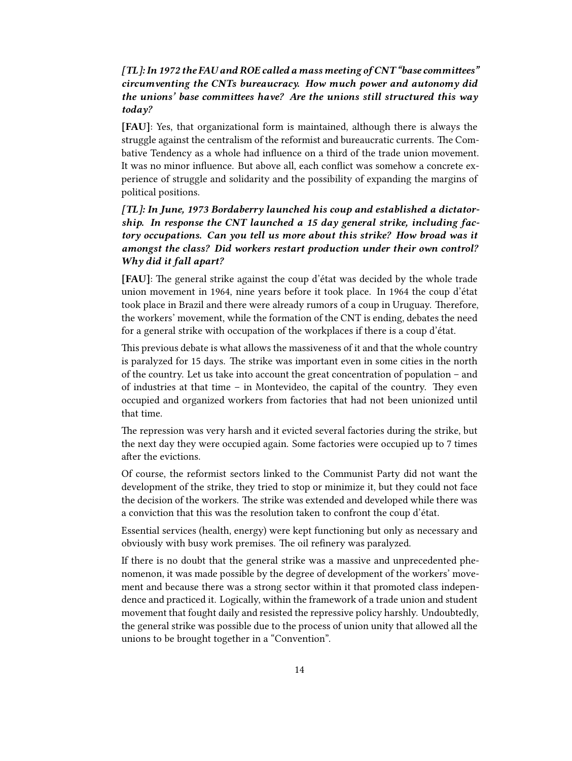***[TL]: In 1972 the FAU and ROE called a mass meeting of CNT "base committees" circumventing the CNTs bureaucracy. How much power and autonomy did the unions' base committees have? Are the unions still structured this way today?***

**[FAU]**: Yes, that organizational form is maintained, although there is always the struggle against the centralism of the reformist and bureaucratic currents. The Combative Tendency as a whole had influence on a third of the trade union movement. It was no minor influence. But above all, each conflict was somehow a concrete experience of struggle and solidarity and the possibility of expanding the margins of political positions.

***[TL]: In June, 1973 Bordaberry launched his coup and established a dictatorship. In response the CNT launched a 15 day general strike, including factory occupations. Can you tell us more about this strike? How broad was it amongst the class? Did workers restart production under their own control? Why did it fall apart?***

**[FAU]**: The general strike against the coup d'état was decided by the whole trade union movement in 1964, nine years before it took place. In 1964 the coup d'état took place in Brazil and there were already rumors of a coup in Uruguay. Therefore, the workers' movement, while the formation of the CNT is ending, debates the need for a general strike with occupation of the workplaces if there is a coup d'état.

This previous debate is what allows the massiveness of it and that the whole country is paralyzed for 15 days. The strike was important even in some cities in the north of the country. Let us take into account the great concentration of population – and of industries at that time – in Montevideo, the capital of the country. They even occupied and organized workers from factories that had not been unionized until that time.

The repression was very harsh and it evicted several factories during the strike, but the next day they were occupied again. Some factories were occupied up to 7 times after the evictions.

Of course, the reformist sectors linked to the Communist Party did not want the development of the strike, they tried to stop or minimize it, but they could not face the decision of the workers. The strike was extended and developed while there was a conviction that this was the resolution taken to confront the coup d'état.

Essential services (health, energy) were kept functioning but only as necessary and obviously with busy work premises. The oil refinery was paralyzed.

If there is no doubt that the general strike was a massive and unprecedented phenomenon, it was made possible by the degree of development of the workers' movement and because there was a strong sector within it that promoted class independence and practiced it. Logically, within the framework of a trade union and student movement that fought daily and resisted the repressive policy harshly. Undoubtedly, the general strike was possible due to the process of union unity that allowed all the unions to be brought together in a "Convention".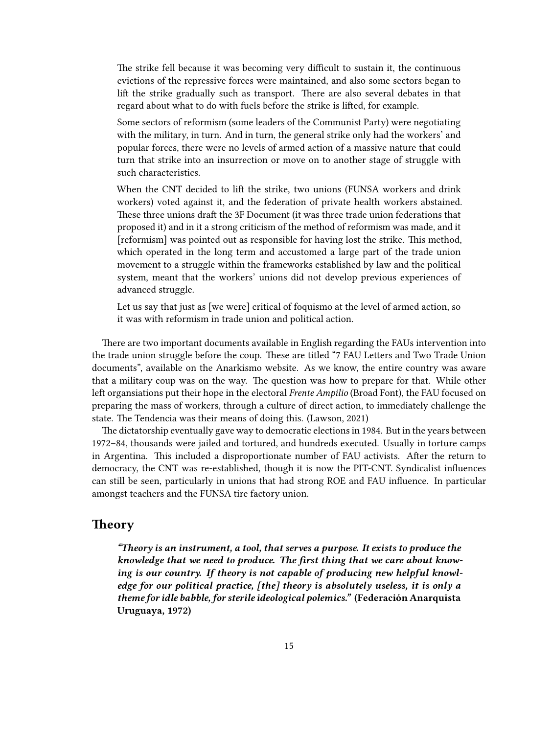> The strike fell because it was becoming very difficult to sustain it, the continuous evictions of the repressive forces were maintained, and also some sectors began to lift the strike gradually such as transport. There are also several debates in that regard about what to do with fuels before the strike is lifted, for example.
>
> Some sectors of reformism (some leaders of the Communist Party) were negotiating with the military, in turn. And in turn, the general strike only had the workers' and popular forces, there were no levels of armed action of a massive nature that could turn that strike into an insurrection or move on to another stage of struggle with such characteristics.
>
> When the CNT decided to lift the strike, two unions (FUNSA workers and drink workers) voted against it, and the federation of private health workers abstained. These three unions draft the 3F Document (it was three trade union federations that proposed it) and in it a strong criticism of the method of reformism was made, and it [reformism] was pointed out as responsible for having lost the strike. This method, which operated in the long term and accustomed a large part of the trade union movement to a struggle within the frameworks established by law and the political system, meant that the workers' unions did not develop previous experiences of advanced struggle.
>
> Let us say that just as [we were] critical of foquismo at the level of armed action, so it was with reformism in trade union and political action.

There are two important documents available in English regarding the FAUs intervention into the trade union struggle before the coup. These are titled "7 FAU Letters and Two Trade Union documents", available on the Anarkismo website. As we know, the entire country was aware that a military coup was on the way. The question was how to prepare for that. While other left organsiations put their hope in the electoral *Frente Ampilio* (Broad Font), the FAU focused on preparing the mass of workers, through a culture of direct action, to immediately challenge the state. The Tendencia was their means of doing this. (Lawson, 2021)

The dictatorship eventually gave way to democratic elections in 1984. But in the years between 1972–84, thousands were jailed and tortured, and hundreds executed. Usually in torture camps in Argentina. This included a disproportionate number of FAU activists. After the return to democracy, the CNT was re-established, though it is now the PIT-CNT. Syndicalist influences can still be seen, particularly in unions that had strong ROE and FAU influence. In particular amongst teachers and the FUNSA tire factory union.

## Theory

> ***"Theory is an instrument, a tool, that serves a purpose. It exists to produce the knowledge that we need to produce. The first thing that we care about knowing is our country. If theory is not capable of producing new helpful knowledge for our political practice, [the] theory is absolutely useless, it is only a theme for idle babble, for sterile ideological polemics."*** **(Federación Anarquista Uruguaya, 1972)**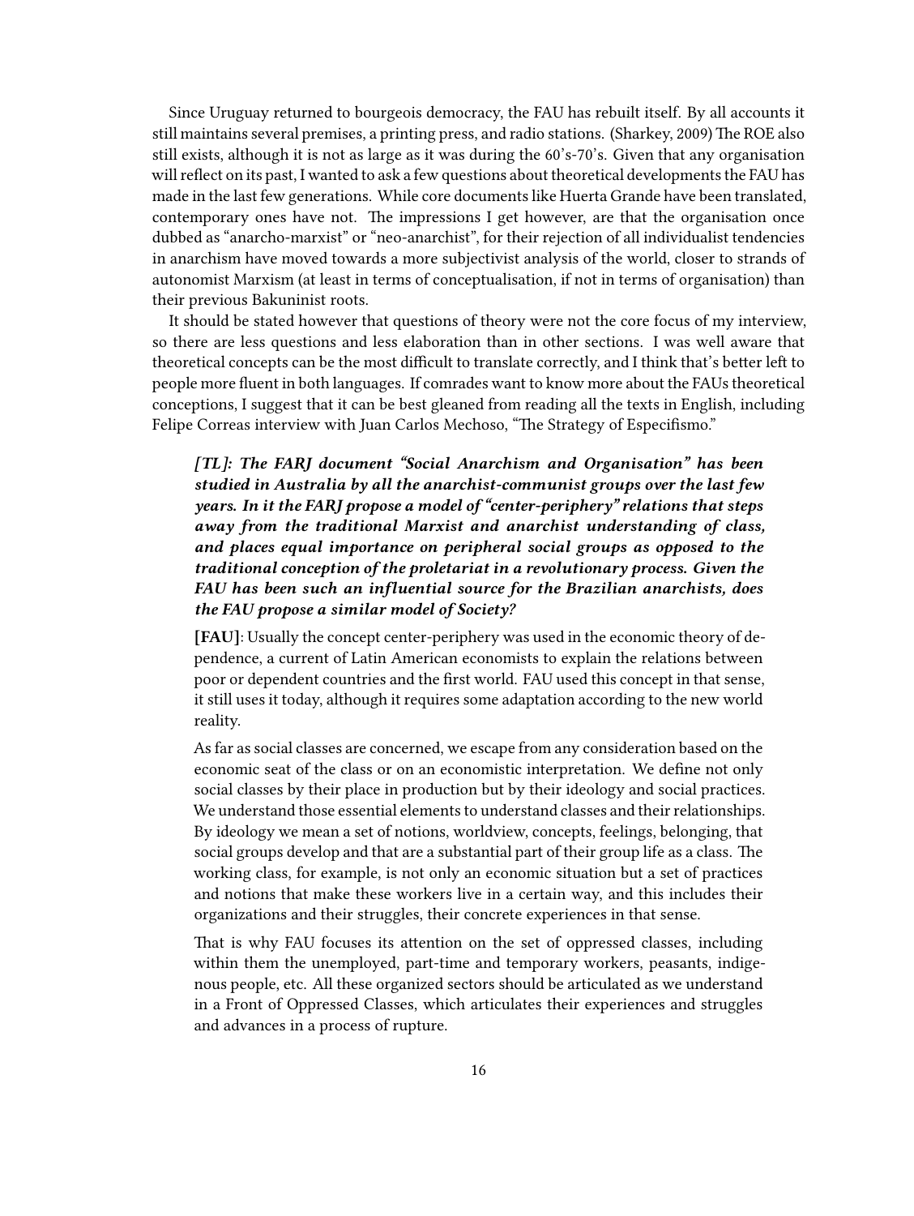Since Uruguay returned to bourgeois democracy, the FAU has rebuilt itself. By all accounts it still maintains several premises, a printing press, and radio stations. (Sharkey, 2009) The ROE also still exists, although it is not as large as it was during the 60's-70's. Given that any organisation will reflect on its past, I wanted to ask a few questions about theoretical developments the FAU has made in the last few generations. While core documents like Huerta Grande have been translated, contemporary ones have not. The impressions I get however, are that the organisation once dubbed as "anarcho-marxist" or "neo-anarchist", for their rejection of all individualist tendencies in anarchism have moved towards a more subjectivist analysis of the world, closer to strands of autonomist Marxism (at least in terms of conceptualisation, if not in terms of organisation) than their previous Bakuninist roots.

It should be stated however that questions of theory were not the core focus of my interview, so there are less questions and less elaboration than in other sections. I was well aware that theoretical concepts can be the most difficult to translate correctly, and I think that's better left to people more fluent in both languages. If comrades want to know more about the FAUs theoretical conceptions, I suggest that it can be best gleaned from reading all the texts in English, including Felipe Correas interview with Juan Carlos Mechoso, "The Strategy of Especifismo."

> ***[TL]: The FARJ document "Social Anarchism and Organisation" has been studied in Australia by all the anarchist-communist groups over the last few years. In it the FARJ propose a model of "center-periphery" relations that steps away from the traditional Marxist and anarchist understanding of class, and places equal importance on peripheral social groups as opposed to the traditional conception of the proletariat in a revolutionary process. Given the FAU has been such an influential source for the Brazilian anarchists, does the FAU propose a similar model of Society?***
>
> **[FAU]**: Usually the concept center-periphery was used in the economic theory of dependence, a current of Latin American economists to explain the relations between poor or dependent countries and the first world. FAU used this concept in that sense, it still uses it today, although it requires some adaptation according to the new world reality.
>
> As far as social classes are concerned, we escape from any consideration based on the economic seat of the class or on an economistic interpretation. We define not only social classes by their place in production but by their ideology and social practices. We understand those essential elements to understand classes and their relationships. By ideology we mean a set of notions, worldview, concepts, feelings, belonging, that social groups develop and that are a substantial part of their group life as a class. The working class, for example, is not only an economic situation but a set of practices and notions that make these workers live in a certain way, and this includes their organizations and their struggles, their concrete experiences in that sense.
>
> That is why FAU focuses its attention on the set of oppressed classes, including within them the unemployed, part-time and temporary workers, peasants, indigenous people, etc. All these organized sectors should be articulated as we understand in a Front of Oppressed Classes, which articulates their experiences and struggles and advances in a process of rupture.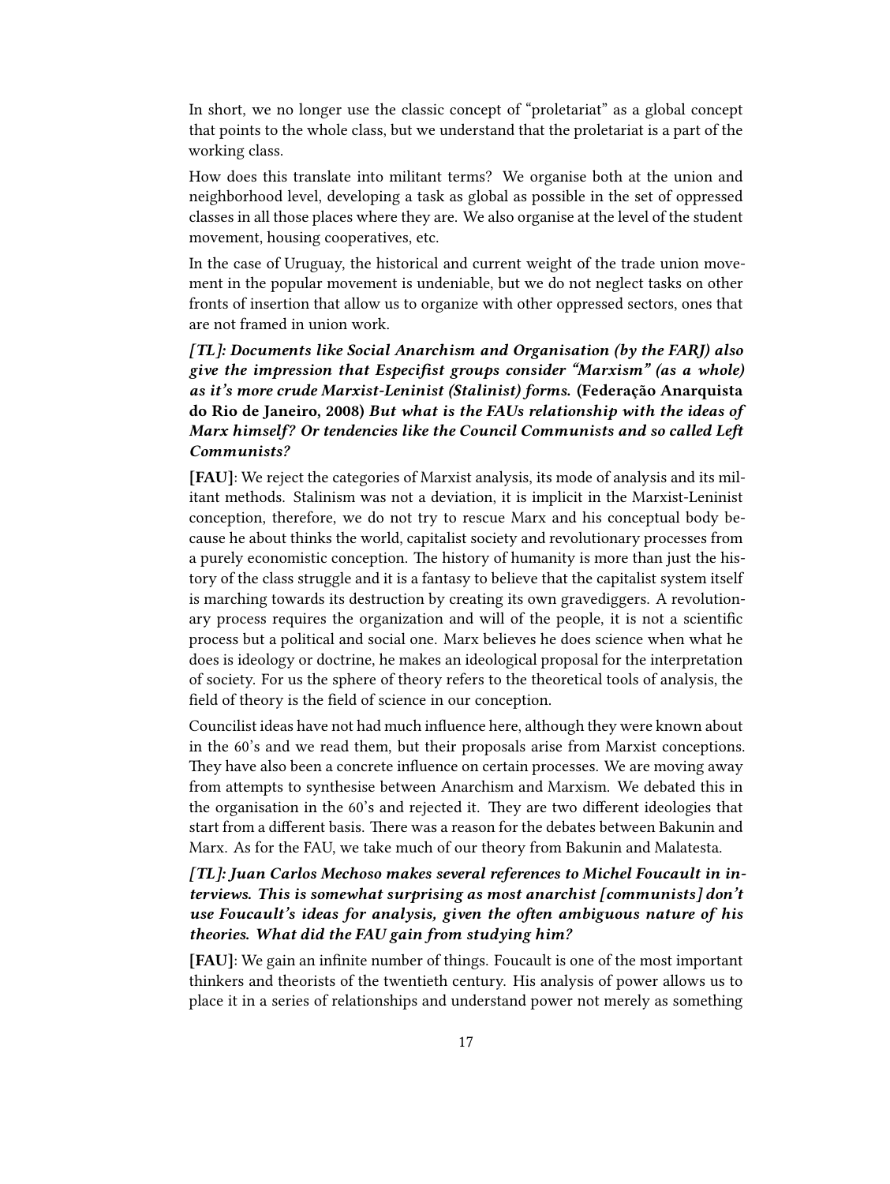In short, we no longer use the classic concept of "proletariat" as a global concept that points to the whole class, but we understand that the proletariat is a part of the working class.

How does this translate into militant terms? We organise both at the union and neighborhood level, developing a task as global as possible in the set of oppressed classes in all those places where they are. We also organise at the level of the student movement, housing cooperatives, etc.

In the case of Uruguay, the historical and current weight of the trade union movement in the popular movement is undeniable, but we do not neglect tasks on other fronts of insertion that allow us to organize with other oppressed sectors, ones that are not framed in union work.

***[TL]: Documents like Social Anarchism and Organisation (by the FARJ) also give the impression that Especifist groups consider "Marxism" (as a whole) as it's more crude Marxist-Leninist (Stalinist) forms.* (Federação Anarquista do Rio de Janeiro, 2008) *But what is the FAUs relationship with the ideas of Marx himself? Or tendencies like the Council Communists and so called Left Communists?***

**[FAU]**: We reject the categories of Marxist analysis, its mode of analysis and its militant methods. Stalinism was not a deviation, it is implicit in the Marxist-Leninist conception, therefore, we do not try to rescue Marx and his conceptual body because he about thinks the world, capitalist society and revolutionary processes from a purely economistic conception. The history of humanity is more than just the history of the class struggle and it is a fantasy to believe that the capitalist system itself is marching towards its destruction by creating its own gravediggers. A revolutionary process requires the organization and will of the people, it is not a scientific process but a political and social one. Marx believes he does science when what he does is ideology or doctrine, he makes an ideological proposal for the interpretation of society. For us the sphere of theory refers to the theoretical tools of analysis, the field of theory is the field of science in our conception.

Councilist ideas have not had much influence here, although they were known about in the 60's and we read them, but their proposals arise from Marxist conceptions. They have also been a concrete influence on certain processes. We are moving away from attempts to synthesise between Anarchism and Marxism. We debated this in the organisation in the 60's and rejected it. They are two different ideologies that start from a different basis. There was a reason for the debates between Bakunin and Marx. As for the FAU, we take much of our theory from Bakunin and Malatesta.

***[TL]: Juan Carlos Mechoso makes several references to Michel Foucault in interviews. This is somewhat surprising as most anarchist [communists] don't use Foucault's ideas for analysis, given the often ambiguous nature of his theories. What did the FAU gain from studying him?***

**[FAU]**: We gain an infinite number of things. Foucault is one of the most important thinkers and theorists of the twentieth century. His analysis of power allows us to place it in a series of relationships and understand power not merely as something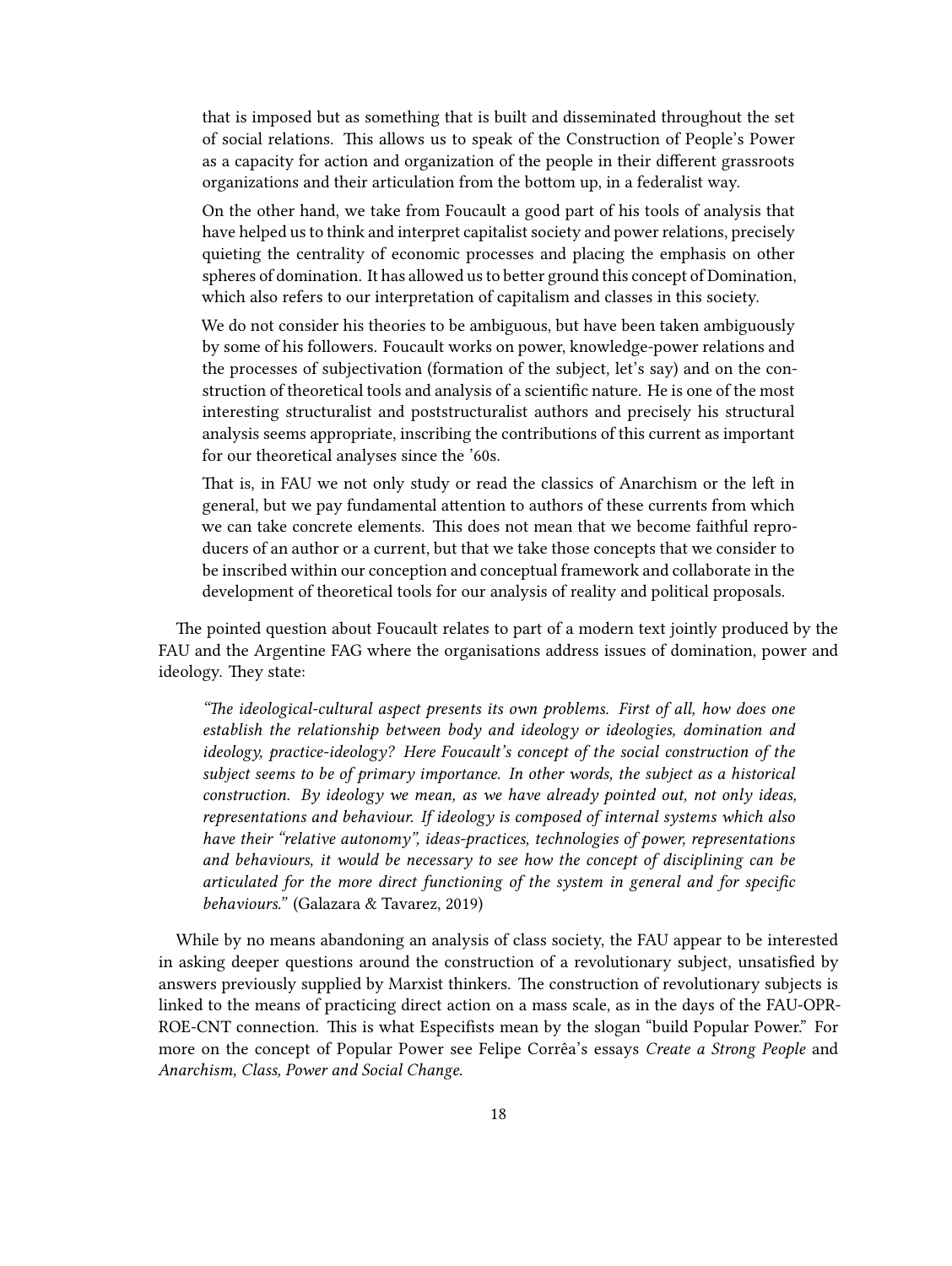> that is imposed but as something that is built and disseminated throughout the set of social relations. This allows us to speak of the Construction of People's Power as a capacity for action and organization of the people in their different grassroots organizations and their articulation from the bottom up, in a federalist way.
>
> On the other hand, we take from Foucault a good part of his tools of analysis that have helped us to think and interpret capitalist society and power relations, precisely quieting the centrality of economic processes and placing the emphasis on other spheres of domination. It has allowed us to better ground this concept of Domination, which also refers to our interpretation of capitalism and classes in this society.
>
> We do not consider his theories to be ambiguous, but have been taken ambiguously by some of his followers. Foucault works on power, knowledge-power relations and the processes of subjectivation (formation of the subject, let's say) and on the construction of theoretical tools and analysis of a scientific nature. He is one of the most interesting structuralist and poststructuralist authors and precisely his structural analysis seems appropriate, inscribing the contributions of this current as important for our theoretical analyses since the '60s.
>
> That is, in FAU we not only study or read the classics of Anarchism or the left in general, but we pay fundamental attention to authors of these currents from which we can take concrete elements. This does not mean that we become faithful reproducers of an author or a current, but that we take those concepts that we consider to be inscribed within our conception and conceptual framework and collaborate in the development of theoretical tools for our analysis of reality and political proposals.

The pointed question about Foucault relates to part of a modern text jointly produced by the FAU and the Argentine FAG where the organisations address issues of domination, power and ideology. They state:

> *"The ideological-cultural aspect presents its own problems. First of all, how does one establish the relationship between body and ideology or ideologies, domination and ideology, practice-ideology? Here Foucault's concept of the social construction of the subject seems to be of primary importance. In other words, the subject as a historical construction. By ideology we mean, as we have already pointed out, not only ideas, representations and behaviour. If ideology is composed of internal systems which also have their "relative autonomy", ideas-practices, technologies of power, representations and behaviours, it would be necessary to see how the concept of disciplining can be articulated for the more direct functioning of the system in general and for specific behaviours."* (Galazara & Tavarez, 2019)

While by no means abandoning an analysis of class society, the FAU appear to be interested in asking deeper questions around the construction of a revolutionary subject, unsatisfied by answers previously supplied by Marxist thinkers. The construction of revolutionary subjects is linked to the means of practicing direct action on a mass scale, as in the days of the FAU-OPR-ROE-CNT connection. This is what Especifists mean by the slogan "build Popular Power." For more on the concept of Popular Power see Felipe Corrêa's essays *Create a Strong People* and *Anarchism, Class, Power and Social Change.*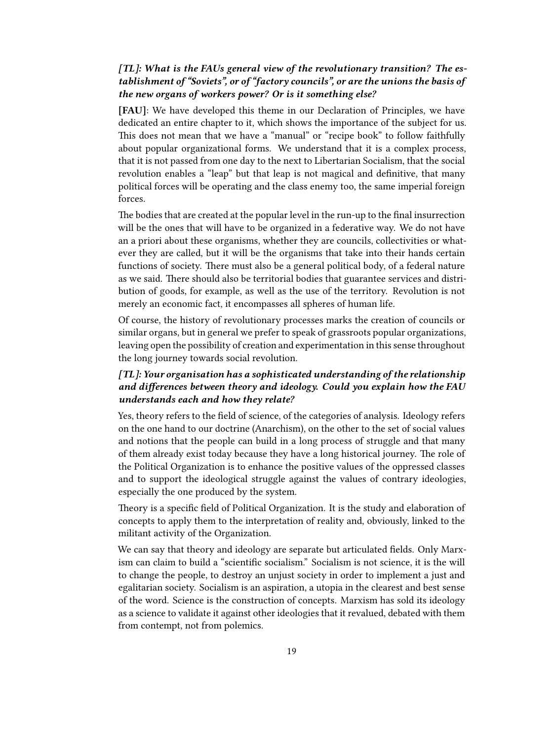***[TL]: What is the FAUs general view of the revolutionary transition? The establishment of "Soviets", or of "factory councils", or are the unions the basis of the new organs of workers power? Or is it something else?***

**[FAU]**: We have developed this theme in our Declaration of Principles, we have dedicated an entire chapter to it, which shows the importance of the subject for us. This does not mean that we have a "manual" or "recipe book" to follow faithfully about popular organizational forms. We understand that it is a complex process, that it is not passed from one day to the next to Libertarian Socialism, that the social revolution enables a "leap" but that leap is not magical and definitive, that many political forces will be operating and the class enemy too, the same imperial foreign forces.

The bodies that are created at the popular level in the run-up to the final insurrection will be the ones that will have to be organized in a federative way. We do not have an a priori about these organisms, whether they are councils, collectivities or whatever they are called, but it will be the organisms that take into their hands certain functions of society. There must also be a general political body, of a federal nature as we said. There should also be territorial bodies that guarantee services and distribution of goods, for example, as well as the use of the territory. Revolution is not merely an economic fact, it encompasses all spheres of human life.

Of course, the history of revolutionary processes marks the creation of councils or similar organs, but in general we prefer to speak of grassroots popular organizations, leaving open the possibility of creation and experimentation in this sense throughout the long journey towards social revolution.

***[TL]: Your organisation has a sophisticated understanding of the relationship and differences between theory and ideology. Could you explain how the FAU understands each and how they relate?***

Yes, theory refers to the field of science, of the categories of analysis. Ideology refers on the one hand to our doctrine (Anarchism), on the other to the set of social values and notions that the people can build in a long process of struggle and that many of them already exist today because they have a long historical journey. The role of the Political Organization is to enhance the positive values of the oppressed classes and to support the ideological struggle against the values of contrary ideologies, especially the one produced by the system.

Theory is a specific field of Political Organization. It is the study and elaboration of concepts to apply them to the interpretation of reality and, obviously, linked to the militant activity of the Organization.

We can say that theory and ideology are separate but articulated fields. Only Marxism can claim to build a "scientific socialism." Socialism is not science, it is the will to change the people, to destroy an unjust society in order to implement a just and egalitarian society. Socialism is an aspiration, a utopia in the clearest and best sense of the word. Science is the construction of concepts. Marxism has sold its ideology as a science to validate it against other ideologies that it revalued, debated with them from contempt, not from polemics.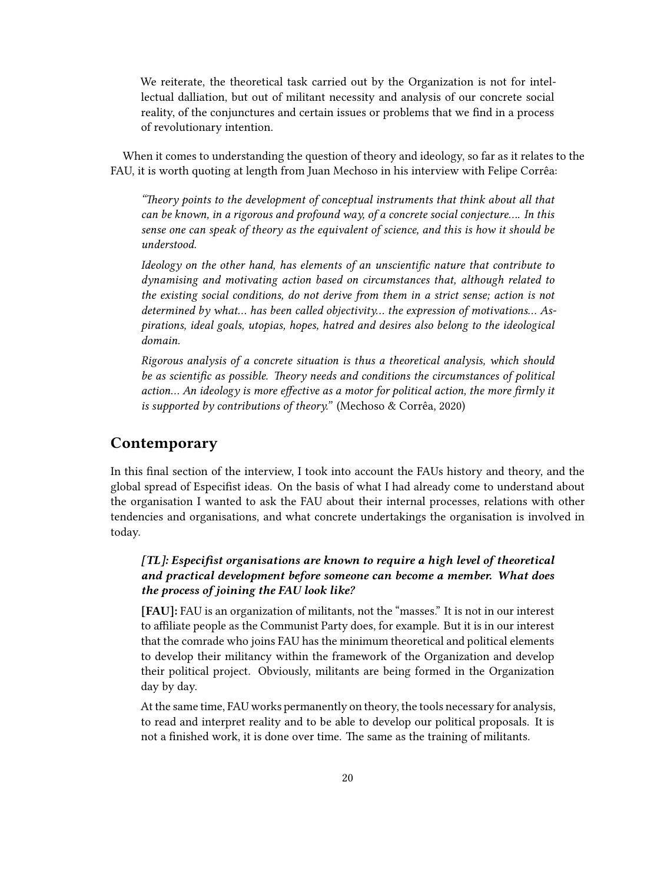> We reiterate, the theoretical task carried out by the Organization is not for intellectual dalliation, but out of militant necessity and analysis of our concrete social reality, of the conjunctures and certain issues or problems that we find in a process of revolutionary intention.

When it comes to understanding the question of theory and ideology, so far as it relates to the FAU, it is worth quoting at length from Juan Mechoso in his interview with Felipe Corrêa:

> *"Theory points to the development of conceptual instruments that think about all that can be known, in a rigorous and profound way, of a concrete social conjecture…. In this sense one can speak of theory as the equivalent of science, and this is how it should be understood.*
>
> *Ideology on the other hand, has elements of an unscientific nature that contribute to dynamising and motivating action based on circumstances that, although related to the existing social conditions, do not derive from them in a strict sense; action is not determined by what… has been called objectivity… the expression of motivations… Aspirations, ideal goals, utopias, hopes, hatred and desires also belong to the ideological domain.*
>
> *Rigorous analysis of a concrete situation is thus a theoretical analysis, which should be as scientific as possible. Theory needs and conditions the circumstances of political action… An ideology is more effective as a motor for political action, the more firmly it is supported by contributions of theory."* (Mechoso & Corrêa, 2020)

## Contemporary

In this final section of the interview, I took into account the FAUs history and theory, and the global spread of Especifist ideas. On the basis of what I had already come to understand about the organisation I wanted to ask the FAU about their internal processes, relations with other tendencies and organisations, and what concrete undertakings the organisation is involved in today.

> ***[TL]: Especifist organisations are known to require a high level of theoretical and practical development before someone can become a member. What does the process of joining the FAU look like?***
>
> **[FAU]:** FAU is an organization of militants, not the "masses." It is not in our interest to affiliate people as the Communist Party does, for example. But it is in our interest that the comrade who joins FAU has the minimum theoretical and political elements to develop their militancy within the framework of the Organization and develop their political project. Obviously, militants are being formed in the Organization day by day.
>
> At the same time, FAU works permanently on theory, the tools necessary for analysis, to read and interpret reality and to be able to develop our political proposals. It is not a finished work, it is done over time. The same as the training of militants.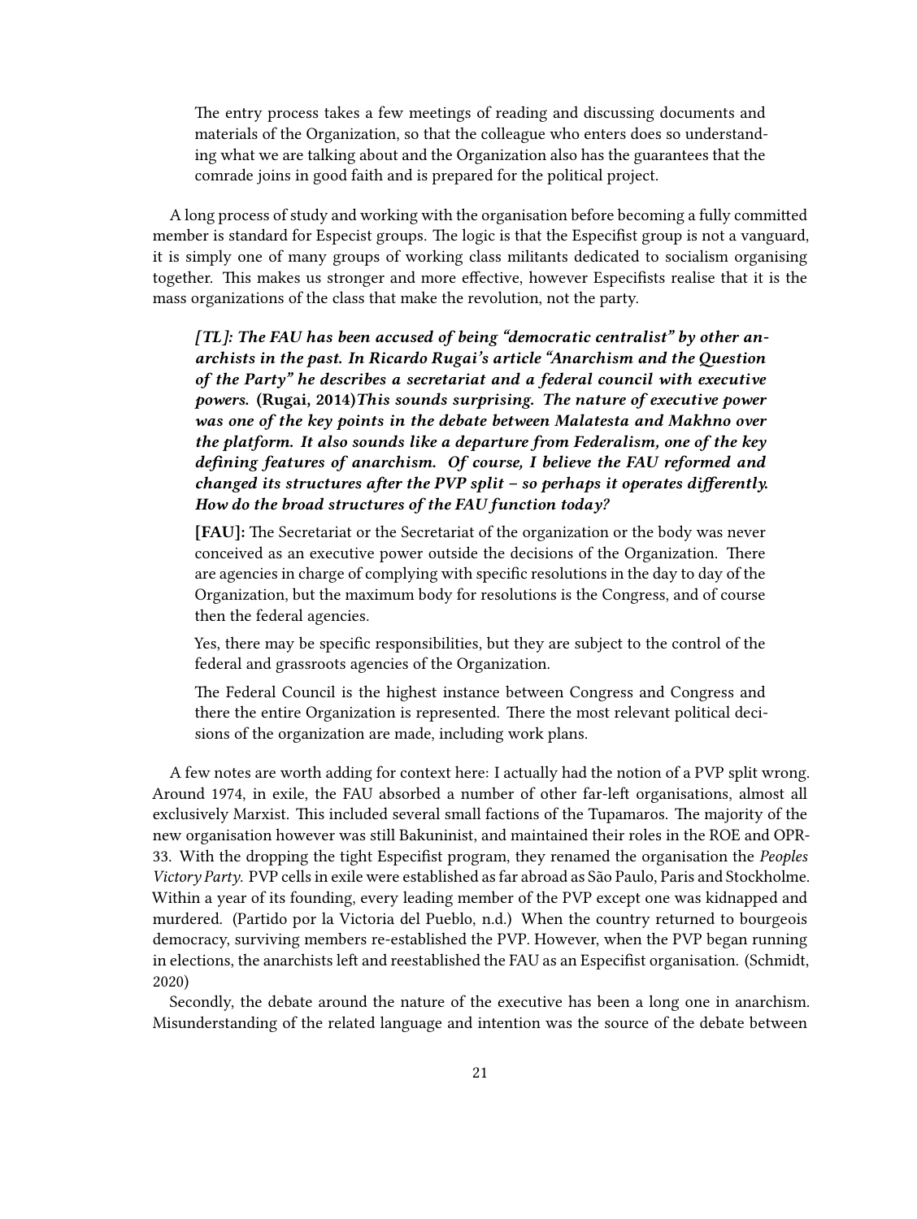> The entry process takes a few meetings of reading and discussing documents and materials of the Organization, so that the colleague who enters does so understanding what we are talking about and the Organization also has the guarantees that the comrade joins in good faith and is prepared for the political project.

A long process of study and working with the organisation before becoming a fully committed member is standard for Especist groups. The logic is that the Especifist group is not a vanguard, it is simply one of many groups of working class militants dedicated to socialism organising together. This makes us stronger and more effective, however Especifists realise that it is the mass organizations of the class that make the revolution, not the party.

> ***[TL]: The FAU has been accused of being "democratic centralist" by other anarchists in the past. In Ricardo Rugai's article "Anarchism and the Question of the Party" he describes a secretariat and a federal council with executive powers.*** **(Rugai, 2014)*****This sounds surprising. The nature of executive power was one of the key points in the debate between Malatesta and Makhno over the platform. It also sounds like a departure from Federalism, one of the key defining features of anarchism. Of course, I believe the FAU reformed and changed its structures after the PVP split – so perhaps it operates differently. How do the broad structures of the FAU function today?***
>
> **[FAU]:** The Secretariat or the Secretariat of the organization or the body was never conceived as an executive power outside the decisions of the Organization. There are agencies in charge of complying with specific resolutions in the day to day of the Organization, but the maximum body for resolutions is the Congress, and of course then the federal agencies.
>
> Yes, there may be specific responsibilities, but they are subject to the control of the federal and grassroots agencies of the Organization.
>
> The Federal Council is the highest instance between Congress and Congress and there the entire Organization is represented. There the most relevant political decisions of the organization are made, including work plans.

A few notes are worth adding for context here: I actually had the notion of a PVP split wrong. Around 1974, in exile, the FAU absorbed a number of other far-left organisations, almost all exclusively Marxist. This included several small factions of the Tupamaros. The majority of the new organisation however was still Bakuninist, and maintained their roles in the ROE and OPR-33. With the dropping the tight Especifist program, they renamed the organisation the *Peoples Victory Party*. PVP cells in exile were established as far abroad as São Paulo, Paris and Stockholme. Within a year of its founding, every leading member of the PVP except one was kidnapped and murdered. (Partido por la Victoria del Pueblo, n.d.) When the country returned to bourgeois democracy, surviving members re-established the PVP. However, when the PVP began running in elections, the anarchists left and reestablished the FAU as an Especifist organisation. (Schmidt, 2020)

Secondly, the debate around the nature of the executive has been a long one in anarchism. Misunderstanding of the related language and intention was the source of the debate between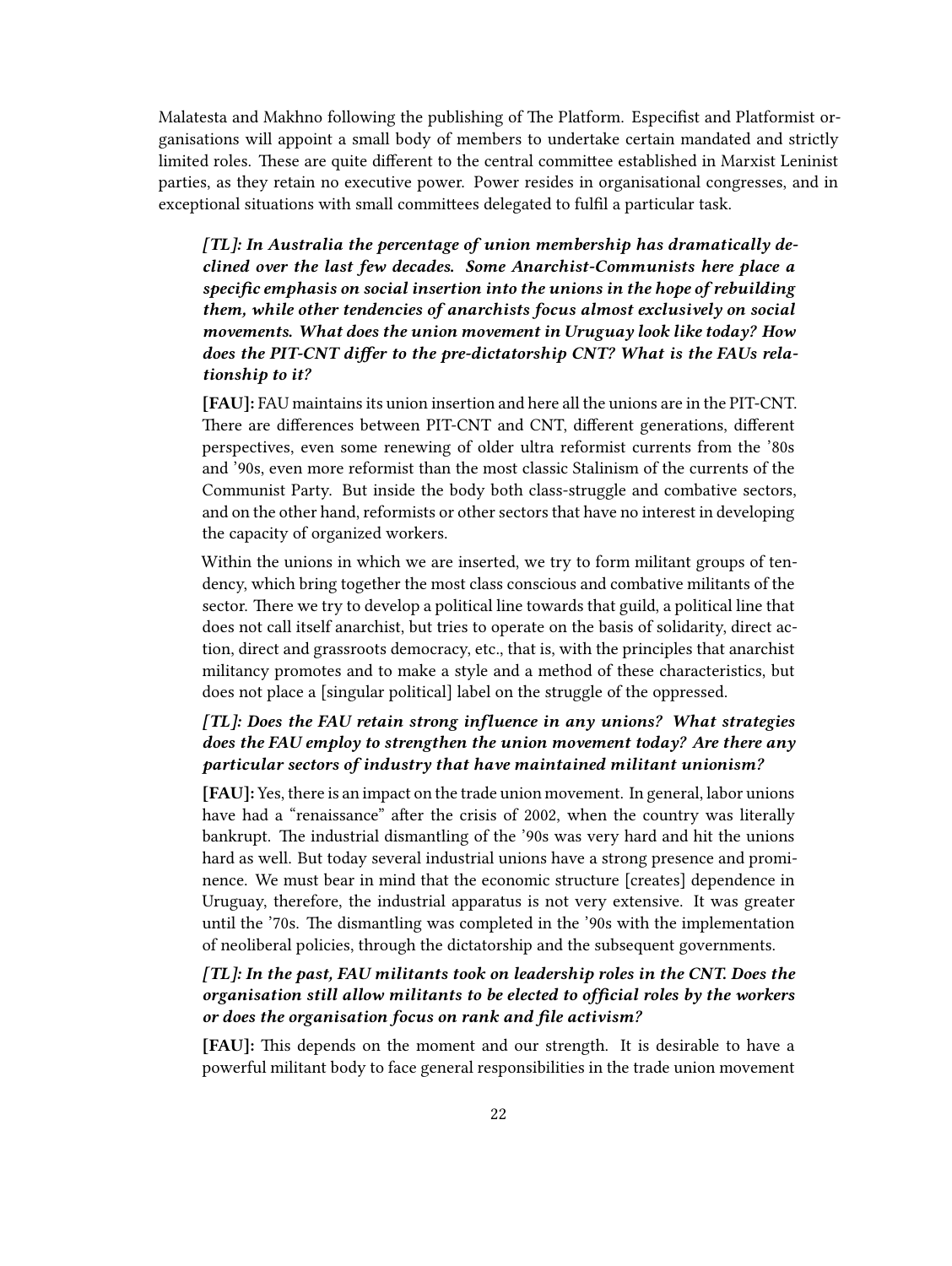Malatesta and Makhno following the publishing of The Platform. Especifist and Platformist organisations will appoint a small body of members to undertake certain mandated and strictly limited roles. These are quite different to the central committee established in Marxist Leninist parties, as they retain no executive power. Power resides in organisational congresses, and in exceptional situations with small committees delegated to fulfil a particular task.

> ***[TL]: In Australia the percentage of union membership has dramatically declined over the last few decades. Some Anarchist-Communists here place a specific emphasis on social insertion into the unions in the hope of rebuilding them, while other tendencies of anarchists focus almost exclusively on social movements. What does the union movement in Uruguay look like today? How does the PIT-CNT differ to the pre-dictatorship CNT? What is the FAUs relationship to it?***
>
> **[FAU]:** FAU maintains its union insertion and here all the unions are in the PIT-CNT. There are differences between PIT-CNT and CNT, different generations, different perspectives, even some renewing of older ultra reformist currents from the '80s and '90s, even more reformist than the most classic Stalinism of the currents of the Communist Party. But inside the body both class-struggle and combative sectors, and on the other hand, reformists or other sectors that have no interest in developing the capacity of organized workers.
>
> Within the unions in which we are inserted, we try to form militant groups of tendency, which bring together the most class conscious and combative militants of the sector. There we try to develop a political line towards that guild, a political line that does not call itself anarchist, but tries to operate on the basis of solidarity, direct action, direct and grassroots democracy, etc., that is, with the principles that anarchist militancy promotes and to make a style and a method of these characteristics, but does not place a [singular political] label on the struggle of the oppressed.
>
> ***[TL]: Does the FAU retain strong influence in any unions? What strategies does the FAU employ to strengthen the union movement today? Are there any particular sectors of industry that have maintained militant unionism?***
>
> **[FAU]:** Yes, there is an impact on the trade union movement. In general, labor unions have had a "renaissance" after the crisis of 2002, when the country was literally bankrupt. The industrial dismantling of the '90s was very hard and hit the unions hard as well. But today several industrial unions have a strong presence and prominence. We must bear in mind that the economic structure [creates] dependence in Uruguay, therefore, the industrial apparatus is not very extensive. It was greater until the '70s. The dismantling was completed in the '90s with the implementation of neoliberal policies, through the dictatorship and the subsequent governments.
>
> ***[TL]: In the past, FAU militants took on leadership roles in the CNT. Does the organisation still allow militants to be elected to official roles by the workers or does the organisation focus on rank and file activism?***
>
> **[FAU]:** This depends on the moment and our strength. It is desirable to have a powerful militant body to face general responsibilities in the trade union movement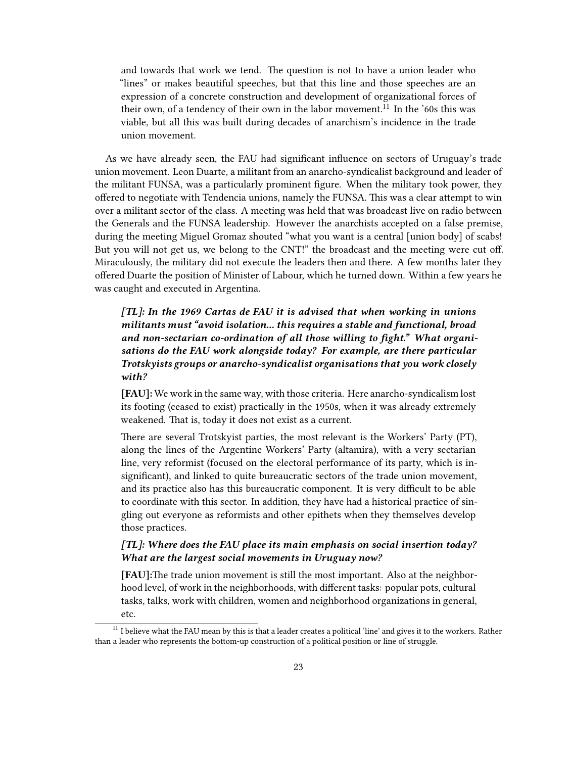> and towards that work we tend. The question is not to have a union leader who "lines" or makes beautiful speeches, but that this line and those speeches are an expression of a concrete construction and development of organizational forces of their own, of a tendency of their own in the labor movement.[11] In the '60s this was viable, but all this was built during decades of anarchism's incidence in the trade union movement.

As we have already seen, the FAU had significant influence on sectors of Uruguay's trade union movement. Leon Duarte, a militant from an anarcho-syndicalist background and leader of the militant FUNSA, was a particularly prominent figure. When the military took power, they offered to negotiate with Tendencia unions, namely the FUNSA. This was a clear attempt to win over a militant sector of the class. A meeting was held that was broadcast live on radio between the Generals and the FUNSA leadership. However the anarchists accepted on a false premise, during the meeting Miguel Gromaz shouted "what you want is a central [union body] of scabs! But you will not get us, we belong to the CNT!" the broadcast and the meeting were cut off. Miraculously, the military did not execute the leaders then and there. A few months later they offered Duarte the position of Minister of Labour, which he turned down. Within a few years he was caught and executed in Argentina.

> ***[TL]: In the 1969 Cartas de FAU it is advised that when working in unions militants must "avoid isolation... this requires a stable and functional, broad and non-sectarian co-ordination of all those willing to fight." What organisations do the FAU work alongside today? For example, are there particular Trotskyists groups or anarcho-syndicalist organisations that you work closely with?***
>
> **[FAU]:** We work in the same way, with those criteria. Here anarcho-syndicalism lost its footing (ceased to exist) practically in the 1950s, when it was already extremely weakened. That is, today it does not exist as a current.
>
> There are several Trotskyist parties, the most relevant is the Workers' Party (PT), along the lines of the Argentine Workers' Party (altamira), with a very sectarian line, very reformist (focused on the electoral performance of its party, which is insignificant), and linked to quite bureaucratic sectors of the trade union movement, and its practice also has this bureaucratic component. It is very difficult to be able to coordinate with this sector. In addition, they have had a historical practice of singling out everyone as reformists and other epithets when they themselves develop those practices.
>
> ***[TL]: Where does the FAU place its main emphasis on social insertion today? What are the largest social movements in Uruguay now?***
>
> **[FAU]:**The trade union movement is still the most important. Also at the neighborhood level, of work in the neighborhoods, with different tasks: popular pots, cultural tasks, talks, work with children, women and neighborhood organizations in general, etc.

[11] I believe what the FAU mean by this is that a leader creates a political 'line' and gives it to the workers. Rather than a leader who represents the bottom-up construction of a political position or line of struggle.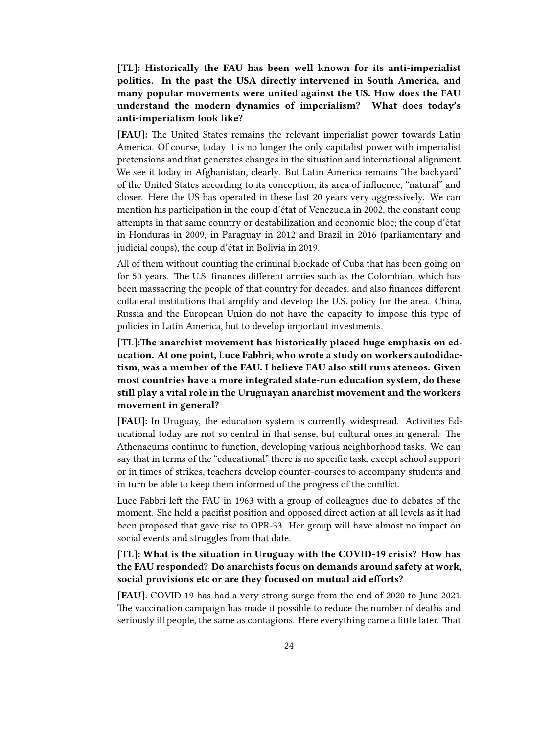**[TL]: Historically the FAU has been well known for its anti-imperialist politics. In the past the USA directly intervened in South America, and many popular movements were united against the US. How does the FAU understand the modern dynamics of imperialism? What does today's anti-imperialism look like?**

**[FAU]:** The United States remains the relevant imperialist power towards Latin America. Of course, today it is no longer the only capitalist power with imperialist pretensions and that generates changes in the situation and international alignment. We see it today in Afghanistan, clearly. But Latin America remains "the backyard" of the United States according to its conception, its area of influence, "natural" and closer. Here the US has operated in these last 20 years very aggressively. We can mention his participation in the coup d'état of Venezuela in 2002, the constant coup attempts in that same country or destabilization and economic bloc; the coup d'état in Honduras in 2009, in Paraguay in 2012 and Brazil in 2016 (parliamentary and judicial coups), the coup d'état in Bolivia in 2019.

All of them without counting the criminal blockade of Cuba that has been going on for 50 years. The U.S. finances different armies such as the Colombian, which has been massacring the people of that country for decades, and also finances different collateral institutions that amplify and develop the U.S. policy for the area. China, Russia and the European Union do not have the capacity to impose this type of policies in Latin America, but to develop important investments.

**[TL]:The anarchist movement has historically placed huge emphasis on education. At one point, Luce Fabbri, who wrote a study on workers autodidactism, was a member of the FAU. I believe FAU also still runs ateneos. Given most countries have a more integrated state-run education system, do these still play a vital role in the Uruguayan anarchist movement and the workers movement in general?**

**[FAU]:** In Uruguay, the education system is currently widespread. Activities Educational today are not so central in that sense, but cultural ones in general. The Athenaeums continue to function, developing various neighborhood tasks. We can say that in terms of the "educational" there is no specific task, except school support or in times of strikes, teachers develop counter-courses to accompany students and in turn be able to keep them informed of the progress of the conflict.

Luce Fabbri left the FAU in 1963 with a group of colleagues due to debates of the moment. She held a pacifist position and opposed direct action at all levels as it had been proposed that gave rise to OPR-33. Her group will have almost no impact on social events and struggles from that date.

**[TL]: What is the situation in Uruguay with the COVID-19 crisis? How has the FAU responded? Do anarchists focus on demands around safety at work, social provisions etc or are they focused on mutual aid efforts?**

**[FAU]**: COVID 19 has had a very strong surge from the end of 2020 to June 2021. The vaccination campaign has made it possible to reduce the number of deaths and seriously ill people, the same as contagions. Here everything came a little later. That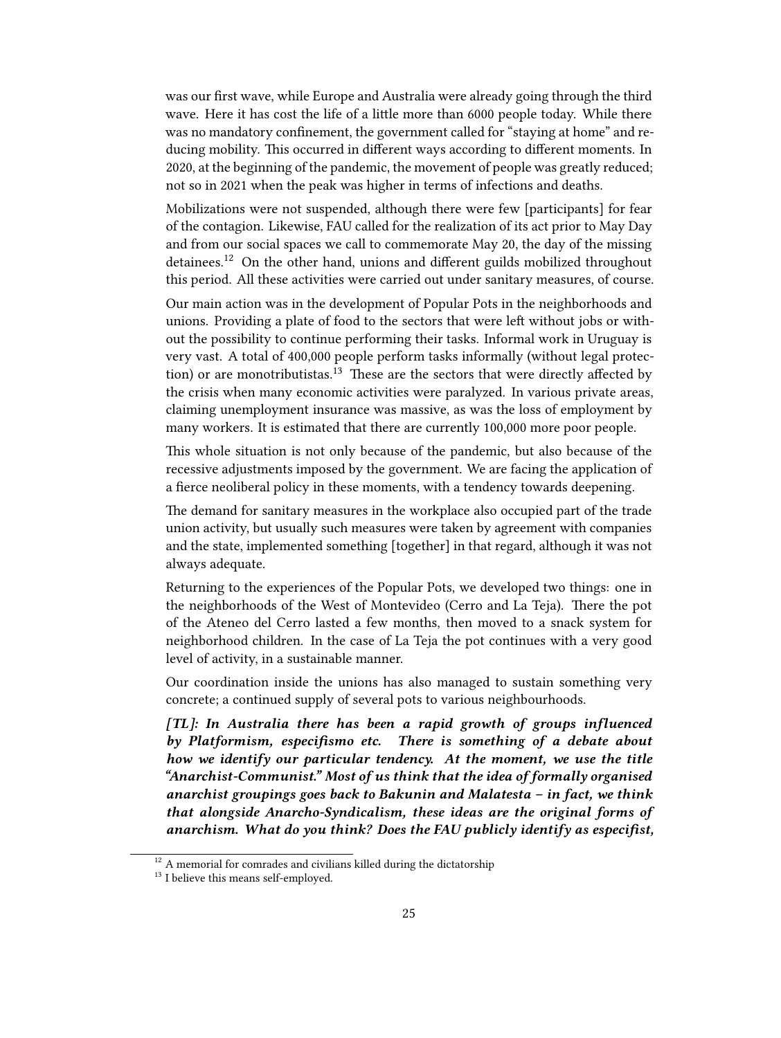was our first wave, while Europe and Australia were already going through the third wave. Here it has cost the life of a little more than 6000 people today. While there was no mandatory confinement, the government called for "staying at home" and reducing mobility. This occurred in different ways according to different moments. In 2020, at the beginning of the pandemic, the movement of people was greatly reduced; not so in 2021 when the peak was higher in terms of infections and deaths.

Mobilizations were not suspended, although there were few [participants] for fear of the contagion. Likewise, FAU called for the realization of its act prior to May Day and from our social spaces we call to commemorate May 20, the day of the missing detainees.[12] On the other hand, unions and different guilds mobilized throughout this period. All these activities were carried out under sanitary measures, of course.

Our main action was in the development of Popular Pots in the neighborhoods and unions. Providing a plate of food to the sectors that were left without jobs or without the possibility to continue performing their tasks. Informal work in Uruguay is very vast. A total of 400,000 people perform tasks informally (without legal protection) or are monotributistas.[13] These are the sectors that were directly affected by the crisis when many economic activities were paralyzed. In various private areas, claiming unemployment insurance was massive, as was the loss of employment by many workers. It is estimated that there are currently 100,000 more poor people.

This whole situation is not only because of the pandemic, but also because of the recessive adjustments imposed by the government. We are facing the application of a fierce neoliberal policy in these moments, with a tendency towards deepening.

The demand for sanitary measures in the workplace also occupied part of the trade union activity, but usually such measures were taken by agreement with companies and the state, implemented something [together] in that regard, although it was not always adequate.

Returning to the experiences of the Popular Pots, we developed two things: one in the neighborhoods of the West of Montevideo (Cerro and La Teja). There the pot of the Ateneo del Cerro lasted a few months, then moved to a snack system for neighborhood children. In the case of La Teja the pot continues with a very good level of activity, in a sustainable manner.

Our coordination inside the unions has also managed to sustain something very concrete; a continued supply of several pots to various neighbourhoods.

***[TL]: In Australia there has been a rapid growth of groups influenced by Platformism, especifismo etc. There is something of a debate about how we identify our particular tendency. At the moment, we use the title "Anarchist-Communist." Most of us think that the idea of formally organised anarchist groupings goes back to Bakunin and Malatesta – in fact, we think that alongside Anarcho-Syndicalism, these ideas are the original forms of anarchism. What do you think? Does the FAU publicly identify as especifist,***

[12] A memorial for comrades and civilians killed during the dictatorship

[13] I believe this means self-employed.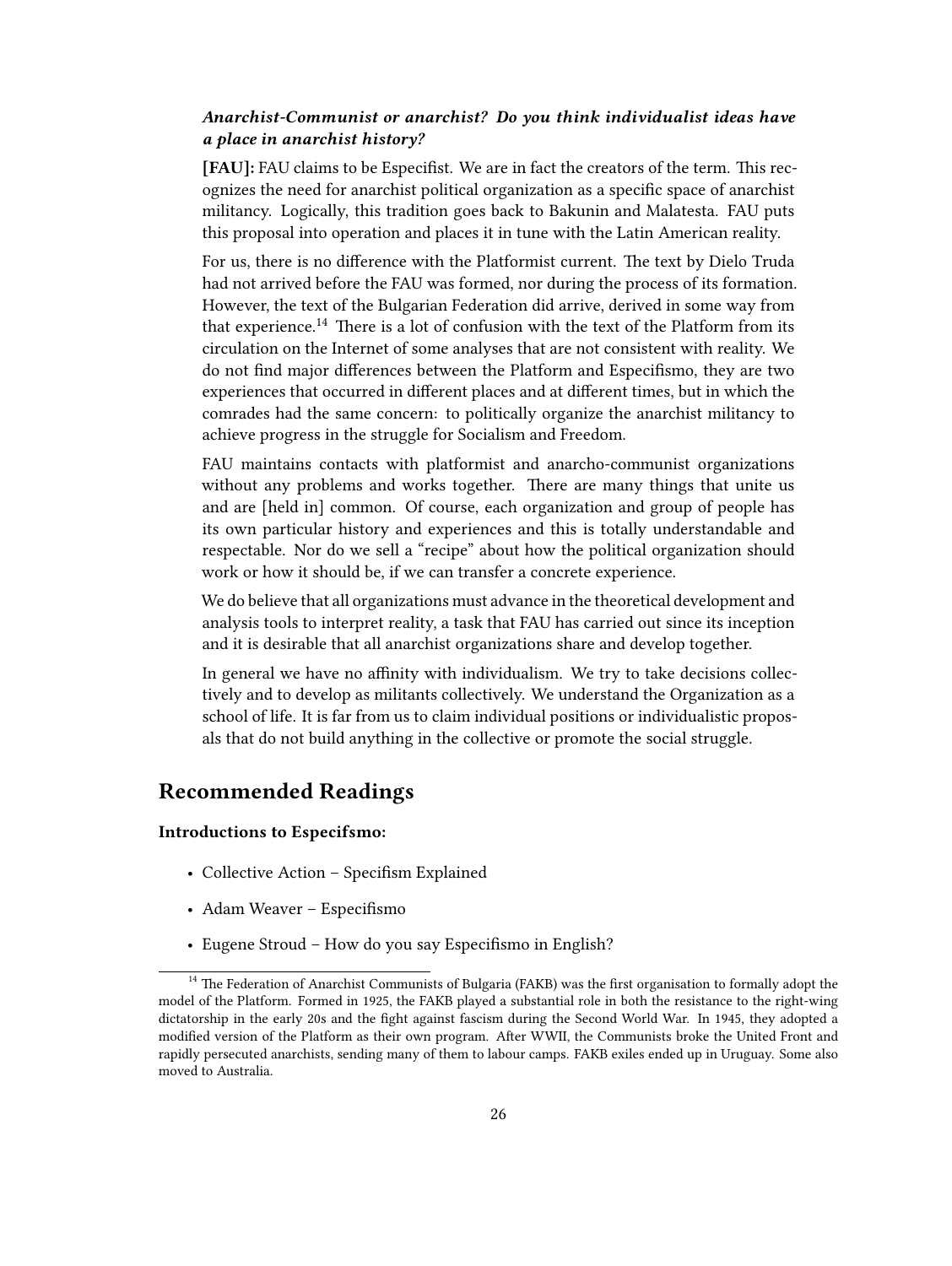***Anarchist-Communist or anarchist? Do you think individualist ideas have a place in anarchist history?***

**[FAU]:** FAU claims to be Especifist. We are in fact the creators of the term. This recognizes the need for anarchist political organization as a specific space of anarchist militancy. Logically, this tradition goes back to Bakunin and Malatesta. FAU puts this proposal into operation and places it in tune with the Latin American reality.

For us, there is no difference with the Platformist current. The text by Dielo Truda had not arrived before the FAU was formed, nor during the process of its formation. However, the text of the Bulgarian Federation did arrive, derived in some way from that experience.[14] There is a lot of confusion with the text of the Platform from its circulation on the Internet of some analyses that are not consistent with reality. We do not find major differences between the Platform and Especifismo, they are two experiences that occurred in different places and at different times, but in which the comrades had the same concern: to politically organize the anarchist militancy to achieve progress in the struggle for Socialism and Freedom.

FAU maintains contacts with platformist and anarcho-communist organizations without any problems and works together. There are many things that unite us and are [held in] common. Of course, each organization and group of people has its own particular history and experiences and this is totally understandable and respectable. Nor do we sell a "recipe" about how the political organization should work or how it should be, if we can transfer a concrete experience.

We do believe that all organizations must advance in the theoretical development and analysis tools to interpret reality, a task that FAU has carried out since its inception and it is desirable that all anarchist organizations share and develop together.

In general we have no affinity with individualism. We try to take decisions collectively and to develop as militants collectively. We understand the Organization as a school of life. It is far from us to claim individual positions or individualistic proposals that do not build anything in the collective or promote the social struggle.

## Recommended Readings

**Introductions to Especifsmo:**

- Collective Action – Specifism Explained
- Adam Weaver – Especifismo
- Eugene Stroud – How do you say Especifismo in English?

[14] The Federation of Anarchist Communists of Bulgaria (FAKB) was the first organisation to formally adopt the model of the Platform. Formed in 1925, the FAKB played a substantial role in both the resistance to the right-wing dictatorship in the early 20s and the fight against fascism during the Second World War. In 1945, they adopted a modified version of the Platform as their own program. After WWII, the Communists broke the United Front and rapidly persecuted anarchists, sending many of them to labour camps. FAKB exiles ended up in Uruguay. Some also moved to Australia.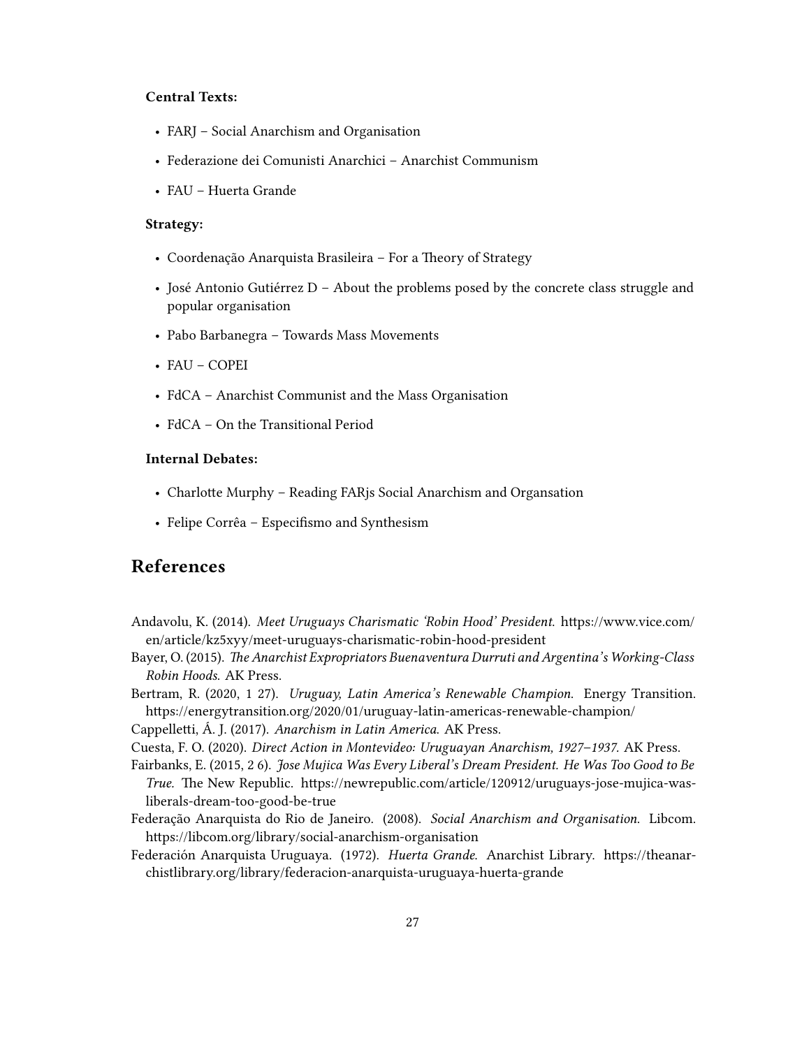**Central Texts:**

- FARJ – Social Anarchism and Organisation
- Federazione dei Comunisti Anarchici – Anarchist Communism
- FAU – Huerta Grande

**Strategy:**

- Coordenação Anarquista Brasileira – For a Theory of Strategy
- José Antonio Gutiérrez D – About the problems posed by the concrete class struggle and popular organisation
- Pabo Barbanegra – Towards Mass Movements
- FAU – COPEI
- FdCA – Anarchist Communist and the Mass Organisation
- FdCA – On the Transitional Period

**Internal Debates:**

- Charlotte Murphy – Reading FARjs Social Anarchism and Organsation
- Felipe Corrêa – Especifismo and Synthesism

## References

Andavolu, K. (2014). *Meet Uruguays Charismatic 'Robin Hood' President.* https://www.vice.com/en/article/kz5xyy/meet-uruguays-charismatic-robin-hood-president

Bayer, O. (2015). *The Anarchist Expropriators Buenaventura Durruti and Argentina's Working-Class Robin Hoods.* AK Press.

Bertram, R. (2020, 1 27). *Uruguay, Latin America's Renewable Champion.* Energy Transition. https://energytransition.org/2020/01/uruguay-latin-americas-renewable-champion/

Cappelletti, Á. J. (2017). *Anarchism in Latin America.* AK Press.

Cuesta, F. O. (2020). *Direct Action in Montevideo: Uruguayan Anarchism, 1927–1937.* AK Press.

Fairbanks, E. (2015, 2 6). *Jose Mujica Was Every Liberal's Dream President. He Was Too Good to Be True.* The New Republic. https://newrepublic.com/article/120912/uruguays-jose-mujica-was-liberals-dream-too-good-be-true

Federação Anarquista do Rio de Janeiro. (2008). *Social Anarchism and Organisation.* Libcom. https://libcom.org/library/social-anarchism-organisation

Federación Anarquista Uruguaya. (1972). *Huerta Grande.* Anarchist Library. https://theanarchistlibrary.org/library/federacion-anarquista-uruguaya-huerta-grande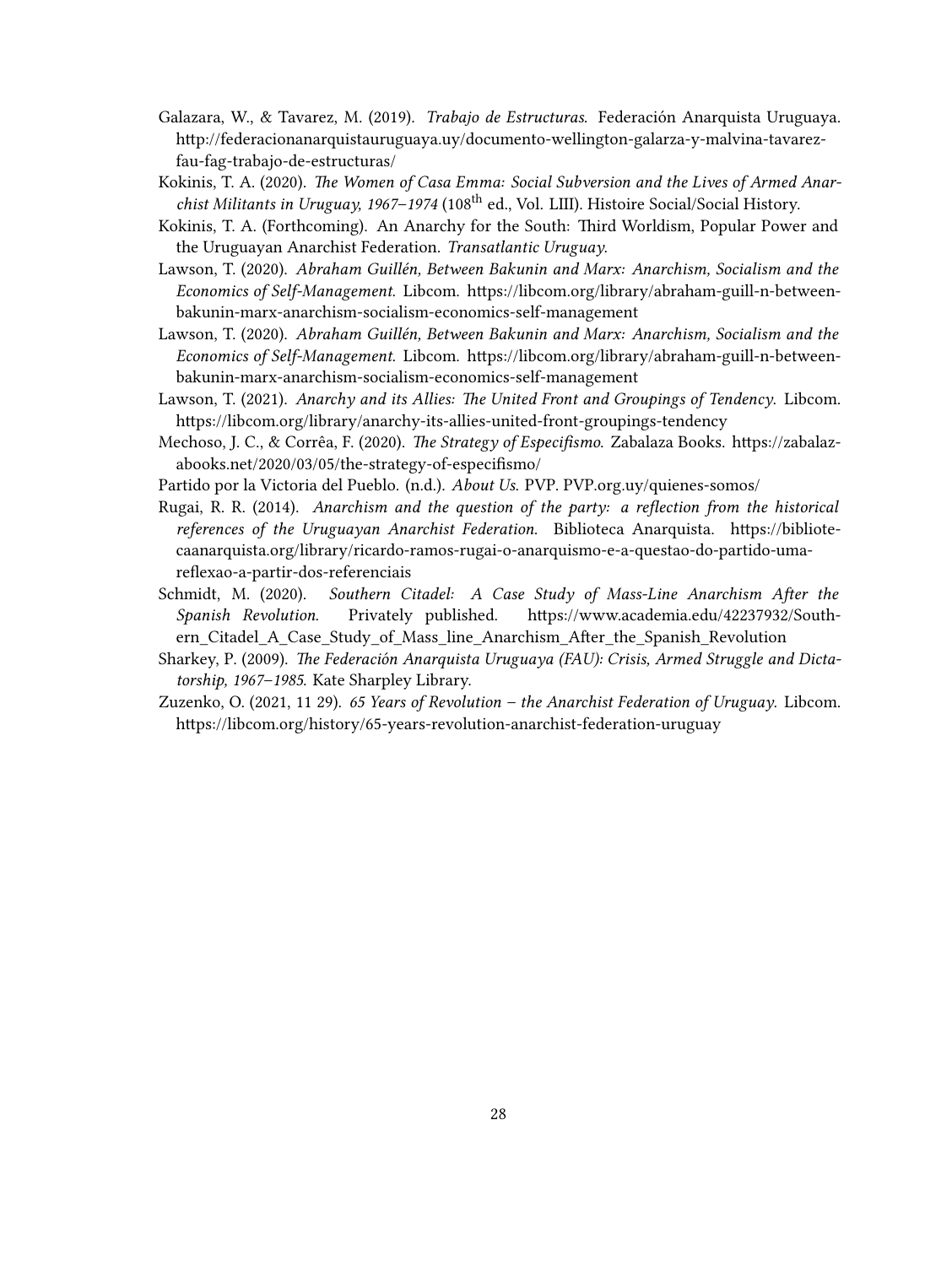Galazara, W., & Tavarez, M. (2019). *Trabajo de Estructuras*. Federación Anarquista Uruguaya. http://federacionanarquistauruguaya.uy/documento-wellington-galarza-y-malvina-tavarez-fau-fag-trabajo-de-estructuras/

Kokinis, T. A. (2020). *The Women of Casa Emma: Social Subversion and the Lives of Armed Anarchist Militants in Uruguay, 1967–1974* (108th ed., Vol. LIII). Histoire Social/Social History.

Kokinis, T. A. (Forthcoming). An Anarchy for the South: Third Worldism, Popular Power and the Uruguayan Anarchist Federation. *Transatlantic Uruguay*.

Lawson, T. (2020). *Abraham Guillén, Between Bakunin and Marx: Anarchism, Socialism and the Economics of Self-Management*. Libcom. https://libcom.org/library/abraham-guill-n-between-bakunin-marx-anarchism-socialism-economics-self-management

Lawson, T. (2020). *Abraham Guillén, Between Bakunin and Marx: Anarchism, Socialism and the Economics of Self-Management*. Libcom. https://libcom.org/library/abraham-guill-n-between-bakunin-marx-anarchism-socialism-economics-self-management

Lawson, T. (2021). *Anarchy and its Allies: The United Front and Groupings of Tendency*. Libcom. https://libcom.org/library/anarchy-its-allies-united-front-groupings-tendency

Mechoso, J. C., & Corrêa, F. (2020). *The Strategy of Especifismo*. Zabalaza Books. https://zabalazabooks.net/2020/03/05/the-strategy-of-especifismo/

Partido por la Victoria del Pueblo. (n.d.). *About Us*. PVP. PVP.org.uy/quienes-somos/

Rugai, R. R. (2014). *Anarchism and the question of the party: a reflection from the historical references of the Uruguayan Anarchist Federation*. Biblioteca Anarquista. https://bibliotecaanarquista.org/library/ricardo-ramos-rugai-o-anarquismo-e-a-questao-do-partido-uma-reflexao-a-partir-dos-referenciais

Schmidt, M. (2020). *Southern Citadel: A Case Study of Mass-Line Anarchism After the Spanish Revolution*. Privately published. https://www.academia.edu/42237932/Southern_Citadel_A_Case_Study_of_Mass_line_Anarchism_After_the_Spanish_Revolution

Sharkey, P. (2009). *The Federación Anarquista Uruguaya (FAU): Crisis, Armed Struggle and Dictatorship, 1967–1985*. Kate Sharpley Library.

Zuzenko, O. (2021, 11 29). *65 Years of Revolution – the Anarchist Federation of Uruguay*. Libcom. https://libcom.org/history/65-years-revolution-anarchist-federation-uruguay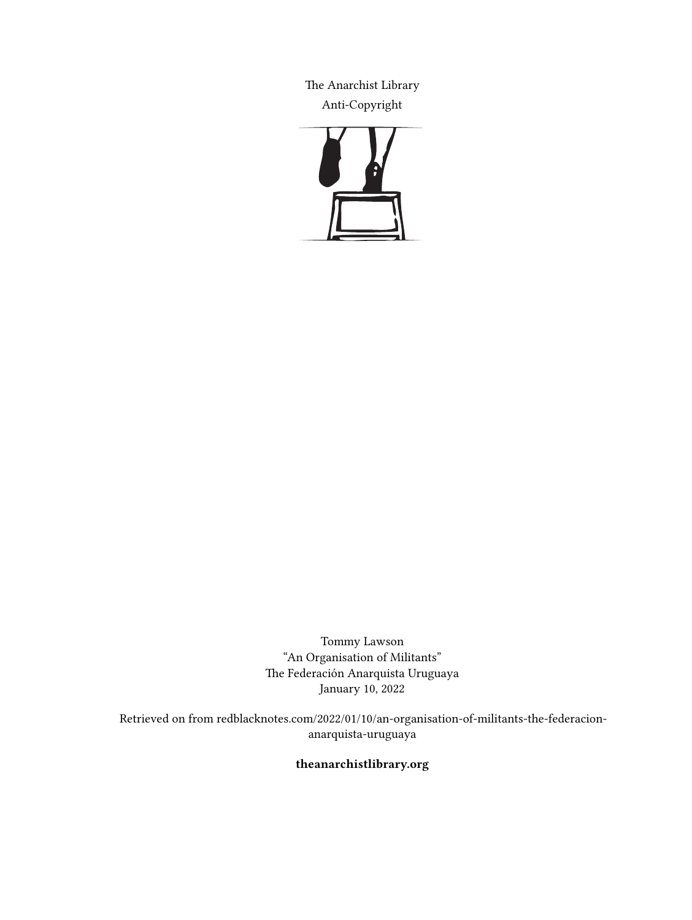The Anarchist Library
Anti-Copyright

Tommy Lawson
"An Organisation of Militants"
The Federación Anarquista Uruguaya
January 10, 2022

Retrieved on from redblacknotes.com/2022/01/10/an-organisation-of-militants-the-federacion-anarquista-uruguaya

**theanarchistlibrary.org**